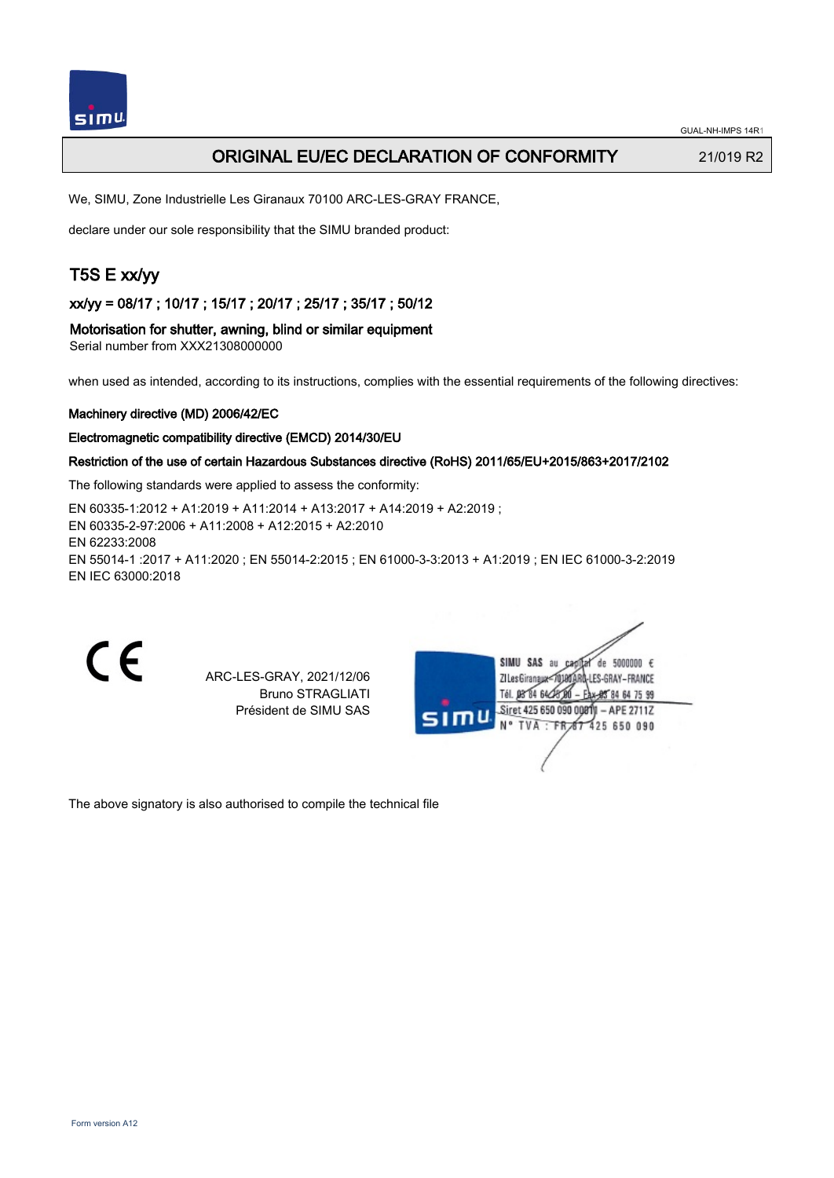# ORIGINAL EU/EC DECLARATION OF CONFORMITY

21/019 R2

We, SIMU, Zone Industrielle Les Giranaux 70100 ARC-LES-GRAY FRANCE,

declare under our sole responsibility that the SIMU branded product:

## T5S E xx/yy

### xx/yy = 08/17 ; 10/17 ; 15/17 ; 20/17 ; 25/17 ; 35/17 ; 50/12

**Motorisation for shutter, awning, blind or similar equipment**

Serial number from XXX21308000000

when used as intended, according to its instructions, complies with the essential requirements of the following directives:

**Machinery directive (MD) 2006/42/EC**

**Electromagnetic compatibility directive (EMCD) 2014/30/EU**

**Restriction of the use of certain Hazardous Substances directive (RoHS) 2011/65/EU+2015/863+2017/2102**

The following standards were applied to assess the conformity:

EN 60335-1:2012 + A1:2019 + A11:2014 + A13:2017 + A14:2019 + A2:2019 ;
EN 60335-2-97:2006 + A11:2008 + A12:2015 + A2:2010
EN 62233:2008
EN 55014-1 :2017 + A11:2020 ; EN 55014-2:2015 ; EN 61000-3-3:2013 + A1:2019 ; EN IEC 61000-3-2:2019
EN IEC 63000:2018

CE

ARC-LES-GRAY, 2021/12/06
Bruno STRAGLIATI
Président de SIMU SAS

SIMU SAS au capital de 5000000 €
ZI Les Giranaux 70100 ARC-LES-GRAY-FRANCE
Tél. 03 84 64 75 00 – Fax 03 84 64 75 99
Siret 425 650 090 00011 – APE 2711Z
N° TVA : FR 87 425 650 090

The above signatory is also authorised to compile the technical file

Form version A12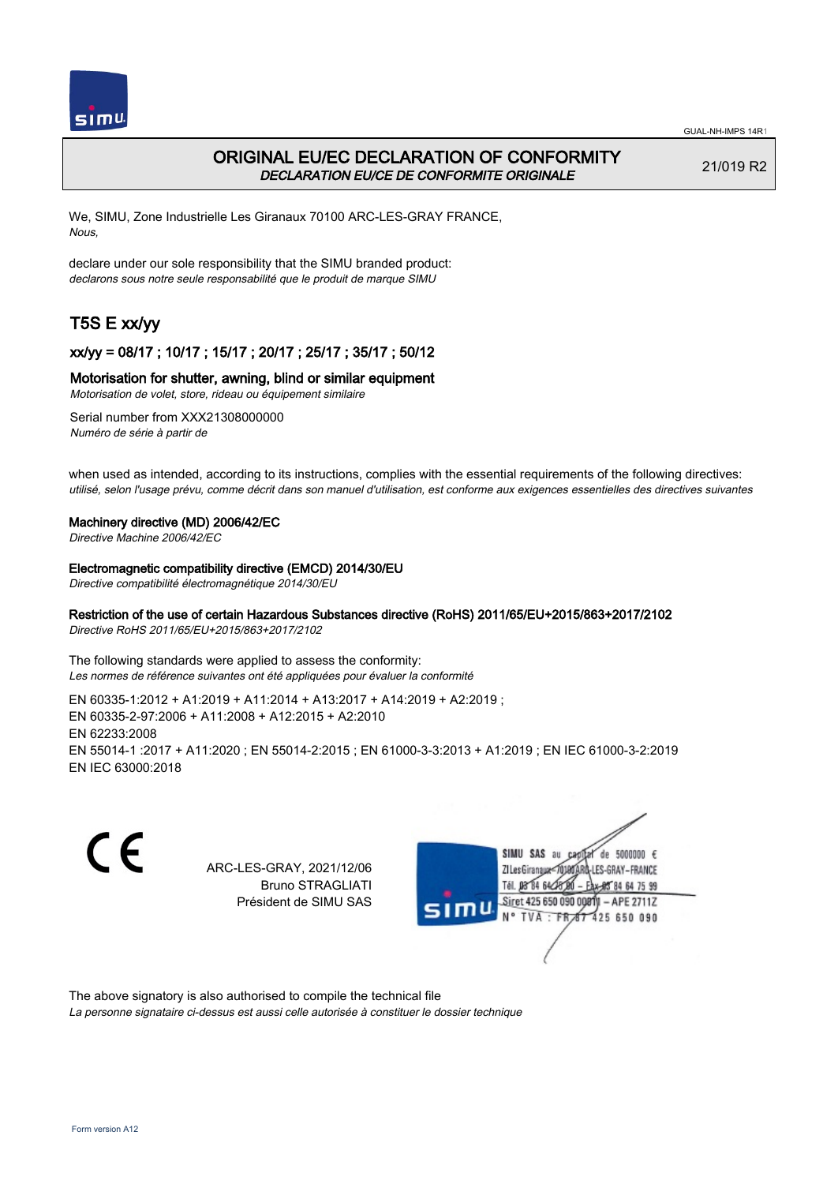GUAL-NH-IMPS 14R1

# ORIGINAL EU/EC DECLARATION OF CONFORMITY

*DECLARATION EU/CE DE CONFORMITE ORIGINALE*

21/019 R2

We, SIMU, Zone Industrielle Les Giranaux 70100 ARC-LES-GRAY FRANCE,
*Nous,*

declare under our sole responsibility that the SIMU branded product:
*declarons sous notre seule responsabilité que le produit de marque SIMU*

## T5S E xx/yy

### xx/yy = 08/17 ; 10/17 ; 15/17 ; 20/17 ; 25/17 ; 35/17 ; 50/12

### Motorisation for shutter, awning, blind or similar equipment

*Motorisation de volet, store, rideau ou équipement similaire*

Serial number from XXX21308000000
*Numéro de série à partir de*

when used as intended, according to its instructions, complies with the essential requirements of the following directives:
*utilisé, selon l'usage prévu, comme décrit dans son manuel d'utilisation, est conforme aux exigences essentielles des directives suivantes*

**Machinery directive (MD) 2006/42/EC**
*Directive Machine 2006/42/EC*

**Electromagnetic compatibility directive (EMCD) 2014/30/EU**
*Directive compatibilité électromagnétique 2014/30/EU*

**Restriction of the use of certain Hazardous Substances directive (RoHS) 2011/65/EU+2015/863+2017/2102**
*Directive RoHS 2011/65/EU+2015/863+2017/2102*

The following standards were applied to assess the conformity:
*Les normes de référence suivantes ont été appliquées pour évaluer la conformité*

EN 60335-1:2012 + A1:2019 + A11:2014 + A13:2017 + A14:2019 + A2:2019 ;
EN 60335-2-97:2006 + A11:2008 + A12:2015 + A2:2010
EN 62233:2008
EN 55014-1 :2017 + A11:2020 ; EN 55014-2:2015 ; EN 61000-3-3:2013 + A1:2019 ; EN IEC 61000-3-2:2019
EN IEC 63000:2018

ARC-LES-GRAY, 2021/12/06
Bruno STRAGLIATI
Président de SIMU SAS

SIMU SAS au capital de 5000000 €
ZI Les Giranaux 70100 ARC-LES-GRAY-FRANCE
Tél. 03 84 64 75 00 – Fax 03 84 64 75 99
Siret 425 650 090 00011 – APE 2711Z
N° TVA : FR 87 425 650 090

The above signatory is also authorised to compile the technical file
*La personne signataire ci-dessus est aussi celle autorisée à constituer le dossier technique*

Form version A12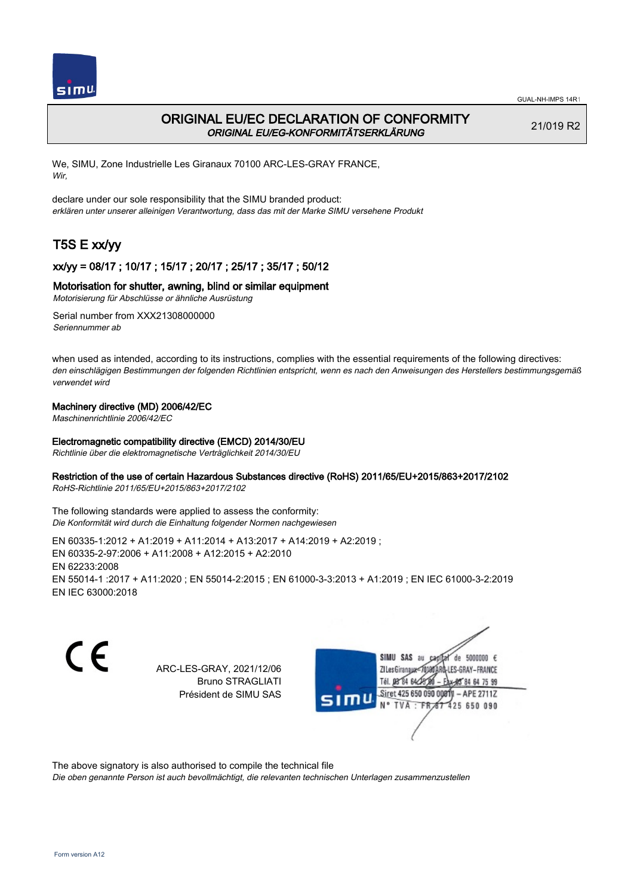# ORIGINAL EU/EC DECLARATION OF CONFORMITY

*ORIGINAL EU/EG-KONFORMITÄTSERKLÄRUNG*

21/019 R2

We, SIMU, Zone Industrielle Les Giranaux 70100 ARC-LES-GRAY FRANCE,
*Wir,*

declare under our sole responsibility that the SIMU branded product:
*erklären unter unserer alleinigen Verantwortung, dass das mit der Marke SIMU versehene Produkt*

## T5S E xx/yy

### xx/yy = 08/17 ; 10/17 ; 15/17 ; 20/17 ; 25/17 ; 35/17 ; 50/12

### Motorisation for shutter, awning, blind or similar equipment

*Motorisierung für Abschlüsse or ähnliche Ausrüstung*

Serial number from XXX21308000000
*Seriennummer ab*

when used as intended, according to its instructions, complies with the essential requirements of the following directives:
*den einschlägigen Bestimmungen der folgenden Richtlinien entspricht, wenn es nach den Anweisungen des Herstellers bestimmungsgemäß verwendet wird*

**Machinery directive (MD) 2006/42/EC**
*Maschinenrichtlinie 2006/42/EC*

**Electromagnetic compatibility directive (EMCD) 2014/30/EU**
*Richtlinie über die elektromagnetische Verträglichkeit 2014/30/EU*

**Restriction of the use of certain Hazardous Substances directive (RoHS) 2011/65/EU+2015/863+2017/2102**
*RoHS-Richtlinie 2011/65/EU+2015/863+2017/2102*

The following standards were applied to assess the conformity:
*Die Konformität wird durch die Einhaltung folgender Normen nachgewiesen*

EN 60335-1:2012 + A1:2019 + A11:2014 + A13:2017 + A14:2019 + A2:2019 ;
EN 60335-2-97:2006 + A11:2008 + A12:2015 + A2:2010
EN 62233:2008
EN 55014-1 :2017 + A11:2020 ; EN 55014-2:2015 ; EN 61000-3-3:2013 + A1:2019 ; EN IEC 61000-3-2:2019
EN IEC 63000:2018

ARC-LES-GRAY, 2021/12/06
Bruno STRAGLIATI
Président de SIMU SAS

SIMU SAS au capital de 5000000 €
ZI Les Giranaux 70100 ARC-LES-GRAY-FRANCE
Tél. 03 84 64 75 00 – Fax 03 84 64 75 99
Siret 425 650 090 00011 – APE 2711Z
N° TVA : FR 87 425 650 090

The above signatory is also authorised to compile the technical file
*Die oben genannte Person ist auch bevollmächtigt, die relevanten technischen Unterlagen zusammenzustellen*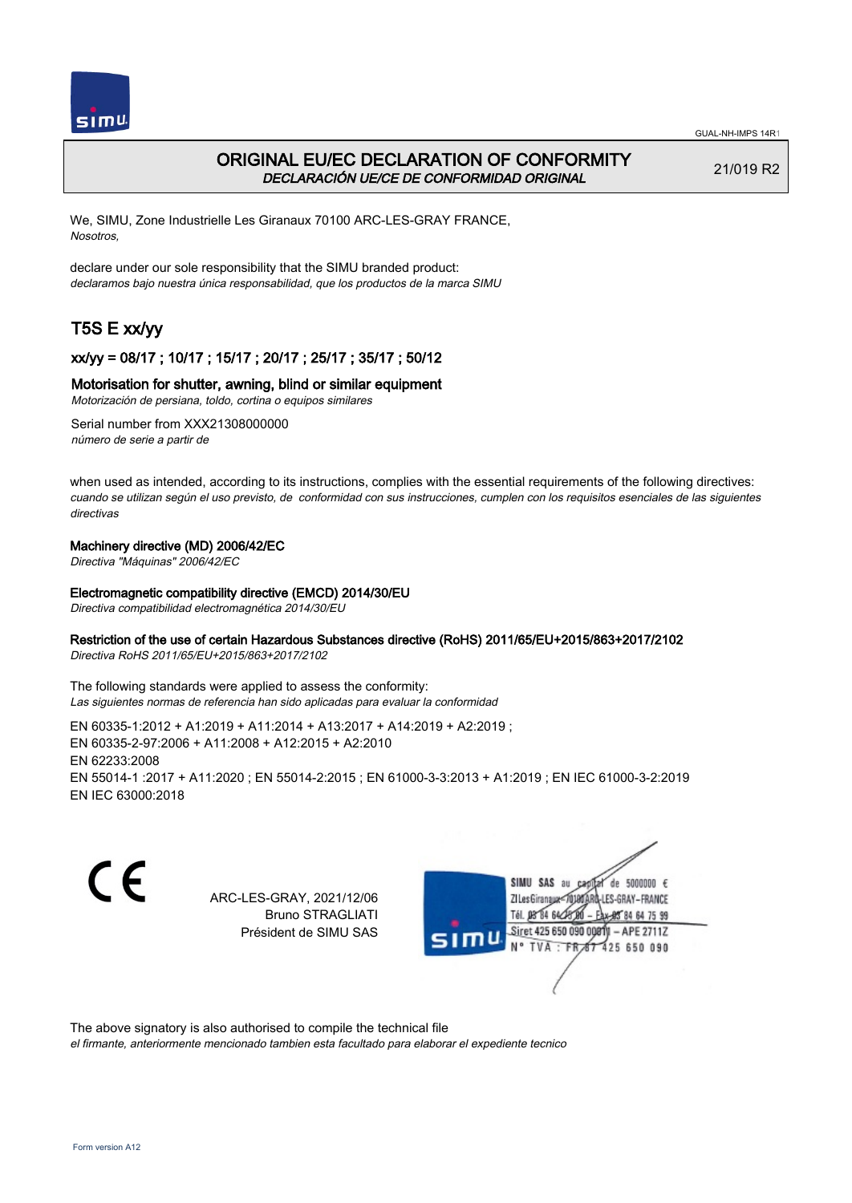# ORIGINAL EU/EC DECLARATION OF CONFORMITY
*DECLARACIÓN UE/CE DE CONFORMIDAD ORIGINAL*

21/019 R2

We, SIMU, Zone Industrielle Les Giranaux 70100 ARC-LES-GRAY FRANCE,
*Nosotros,*

declare under our sole responsibility that the SIMU branded product:
*declaramos bajo nuestra única responsabilidad, que los productos de la marca SIMU*

## T5S E xx/yy

### xx/yy = 08/17 ; 10/17 ; 15/17 ; 20/17 ; 25/17 ; 35/17 ; 50/12

### Motorisation for shutter, awning, blind or similar equipment
*Motorización de persiana, toldo, cortina o equipos similares*

Serial number from XXX21308000000
*número de serie a partir de*

when used as intended, according to its instructions, complies with the essential requirements of the following directives:
*cuando se utilizan según el uso previsto, de conformidad con sus instrucciones, cumplen con los requisitos esenciales de las siguientes directivas*

**Machinery directive (MD) 2006/42/EC**
*Directiva "Máquinas" 2006/42/EC*

**Electromagnetic compatibility directive (EMCD) 2014/30/EU**
*Directiva compatibilidad electromagnética 2014/30/EU*

**Restriction of the use of certain Hazardous Substances directive (RoHS) 2011/65/EU+2015/863+2017/2102**
*Directiva RoHS 2011/65/EU+2015/863+2017/2102*

The following standards were applied to assess the conformity:
*Las siguientes normas de referencia han sido aplicadas para evaluar la conformidad*

EN 60335-1:2012 + A1:2019 + A11:2014 + A13:2017 + A14:2019 + A2:2019 ;
EN 60335-2-97:2006 + A11:2008 + A12:2015 + A2:2010
EN 62233:2008
EN 55014-1 :2017 + A11:2020 ; EN 55014-2:2015 ; EN 61000-3-3:2013 + A1:2019 ; EN IEC 61000-3-2:2019
EN IEC 63000:2018

CE

ARC-LES-GRAY, 2021/12/06
Bruno STRAGLIATI
Président de SIMU SAS

SIMU SAS au capital de 5000000 €
ZI Les Giranaux 70100 ARC-LES-GRAY-FRANCE
Tél. 03 84 64 75 00 – Fax 03 84 64 75 99
Siret 425 650 090 00011 – APE 2711Z
N° TVA : FR 87 425 650 090

The above signatory is also authorised to compile the technical file
*el firmante, anteriormente mencionado tambien esta facultado para elaborar el expediente tecnico*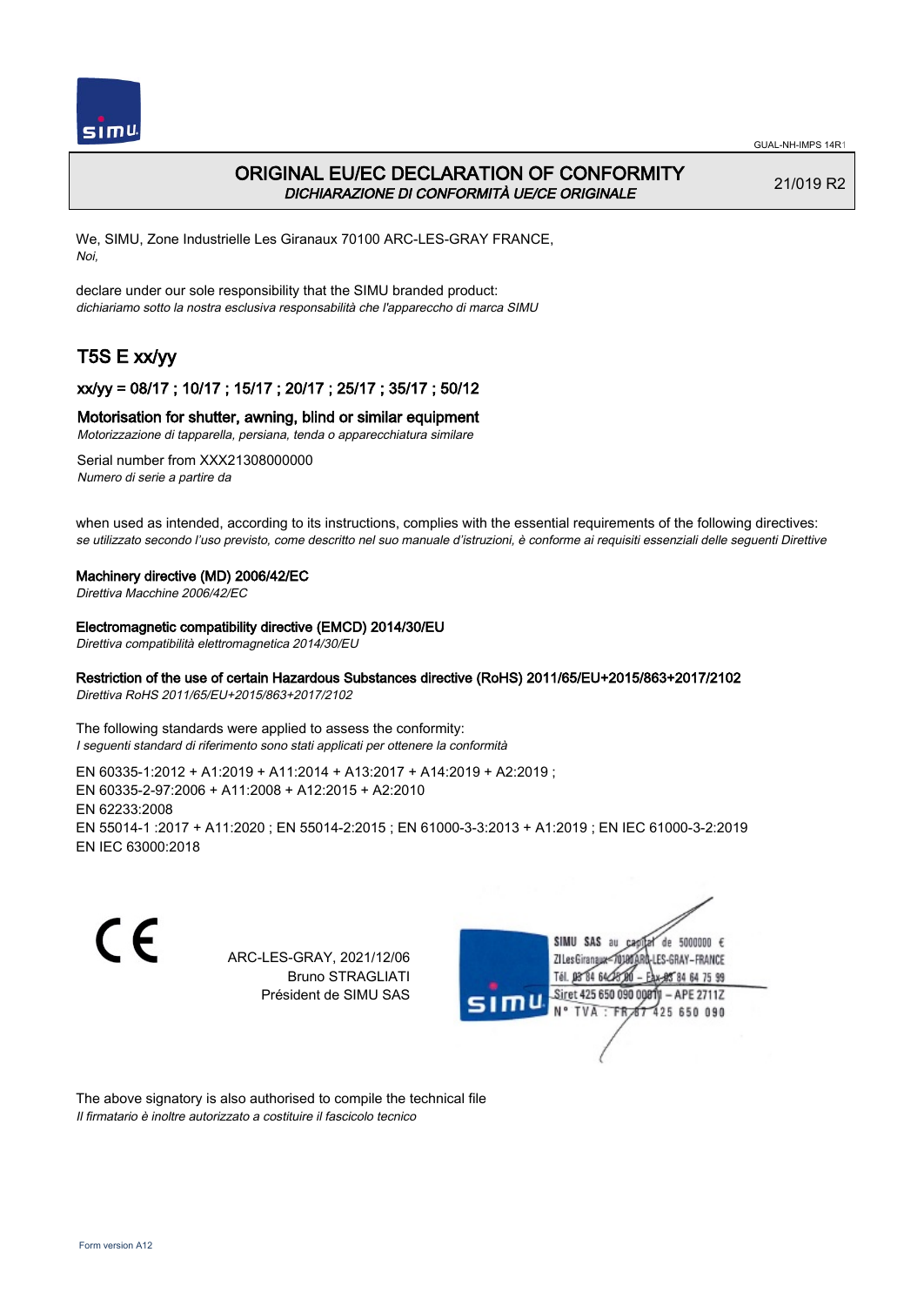# ORIGINAL EU/EC DECLARATION OF CONFORMITY

*DICHIARAZIONE DI CONFORMITÀ UE/CE ORIGINALE*

21/019 R2

We, SIMU, Zone Industrielle Les Giranaux 70100 ARC-LES-GRAY FRANCE,
*Noi,*

declare under our sole responsibility that the SIMU branded product:
*dichiariamo sotto la nostra esclusiva responsabilità che l'apparecchio di marca SIMU*

## T5S E xx/yy

### xx/yy = 08/17 ; 10/17 ; 15/17 ; 20/17 ; 25/17 ; 35/17 ; 50/12

### Motorisation for shutter, awning, blind or similar equipment

*Motorizzazione di tapparella, persiana, tenda o apparecchiatura similare*

Serial number from XXX21308000000
*Numero di serie a partire da*

when used as intended, according to its instructions, complies with the essential requirements of the following directives:
*se utilizzato secondo l'uso previsto, come descritto nel suo manuale d'istruzioni, è conforme ai requisiti essenziali delle seguenti Direttive*

**Machinery directive (MD) 2006/42/EC**
*Direttiva Macchine 2006/42/EC*

**Electromagnetic compatibility directive (EMCD) 2014/30/EU**
*Direttiva compatibilità elettromagnetica 2014/30/EU*

**Restriction of the use of certain Hazardous Substances directive (RoHS) 2011/65/EU+2015/863+2017/2102**
*Direttiva RoHS 2011/65/EU+2015/863+2017/2102*

The following standards were applied to assess the conformity:
*I seguenti standard di riferimento sono stati applicati per ottenere la conformità*

EN 60335-1:2012 + A1:2019 + A11:2014 + A13:2017 + A14:2019 + A2:2019 ;
EN 60335-2-97:2006 + A11:2008 + A12:2015 + A2:2010
EN 62233:2008
EN 55014-1 :2017 + A11:2020 ; EN 55014-2:2015 ; EN 61000-3-3:2013 + A1:2019 ; EN IEC 61000-3-2:2019
EN IEC 63000:2018

CE

ARC-LES-GRAY, 2021/12/06
Bruno STRAGLIATI
Président de SIMU SAS

SIMU SAS au capital de 5000000 €
ZI Les Giranaux 70100 ARC-LES-GRAY-FRANCE
Tél. 03 84 64 75 00 – Fax 03 84 64 75 99
Siret 425 650 090 00011 – APE 2711Z
N° TVA : FR 87 425 650 090

The above signatory is also authorised to compile the technical file
*Il firmatario è inoltre autorizzato a costituire il fascicolo tecnico*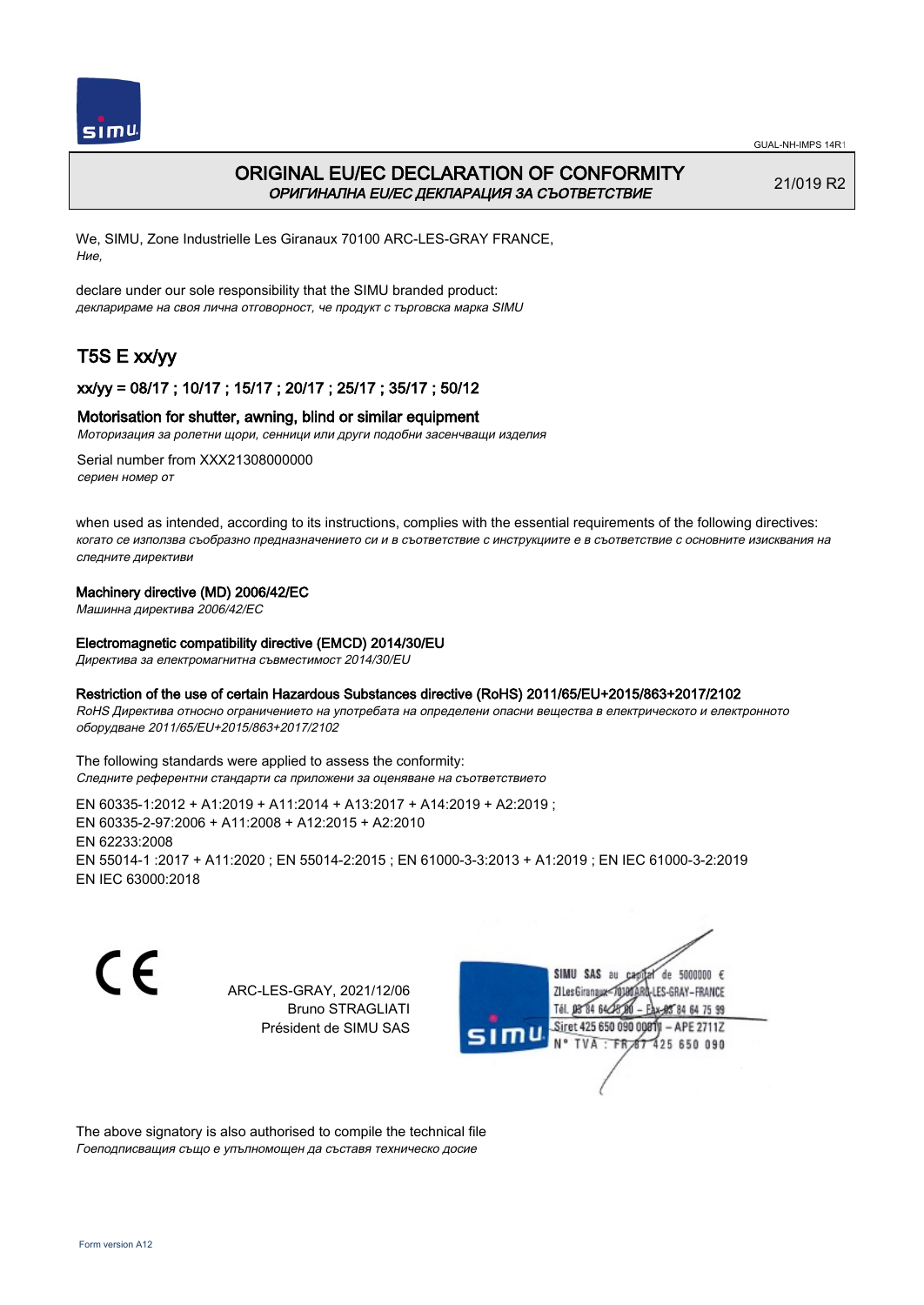# ORIGINAL EU/EC DECLARATION OF CONFORMITY

*ОРИГИНАЛНА EU/EC ДЕКЛАРАЦИЯ ЗА СЪОТВЕТСТВИЕ*

21/019 R2

We, SIMU, Zone Industrielle Les Giranaux 70100 ARC-LES-GRAY FRANCE,
*Ние,*

declare under our sole responsibility that the SIMU branded product:
*декларираме на своя лична отговорност, че продукт с търговска марка SIMU*

## T5S E xx/yy

### xx/yy = 08/17 ; 10/17 ; 15/17 ; 20/17 ; 25/17 ; 35/17 ; 50/12

### Motorisation for shutter, awning, blind or similar equipment

*Моторизация за ролетни щори, сенници или други подобни засенчващи изделия*

Serial number from XXX21308000000
*сериен номер от*

when used as intended, according to its instructions, complies with the essential requirements of the following directives:
*когато се използва съобразно предназначението си и в съответствие с инструкциите е в съответствие с основните изисквания на следните директиви*

**Machinery directive (MD) 2006/42/EC**
*Машинна директива 2006/42/EC*

**Electromagnetic compatibility directive (EMCD) 2014/30/EU**
*Директива за електромагнитна съвместимост 2014/30/EU*

**Restriction of the use of certain Hazardous Substances directive (RoHS) 2011/65/EU+2015/863+2017/2102**
*RoHS Директива относно ограничението на употребата на определени опасни вещества в електрическото и електронното оборудване 2011/65/EU+2015/863+2017/2102*

The following standards were applied to assess the conformity:
*Следните референтни стандарти са приложени за оценяване на съответствието*

EN 60335-1:2012 + A1:2019 + A11:2014 + A13:2017 + A14:2019 + A2:2019 ;
EN 60335-2-97:2006 + A11:2008 + A12:2015 + A2:2010
EN 62233:2008
EN 55014-1 :2017 + A11:2020 ; EN 55014-2:2015 ; EN 61000-3-3:2013 + A1:2019 ; EN IEC 61000-3-2:2019
EN IEC 63000:2018

ARC-LES-GRAY, 2021/12/06
Bruno STRAGLIATI
Président de SIMU SAS

SIMU SAS au capital de 5000000 €
ZI Les Giranaux 70100 ARC-LES-GRAY-FRANCE
Tél. 03 84 64 75 00 – Fax 03 84 64 75 99
Siret 425 650 090 00011 – APE 2711Z
N° TVA : FR 87 425 650 090

The above signatory is also authorised to compile the technical file
*Гоеподписващия също е упълномощен да съставя техническо досие*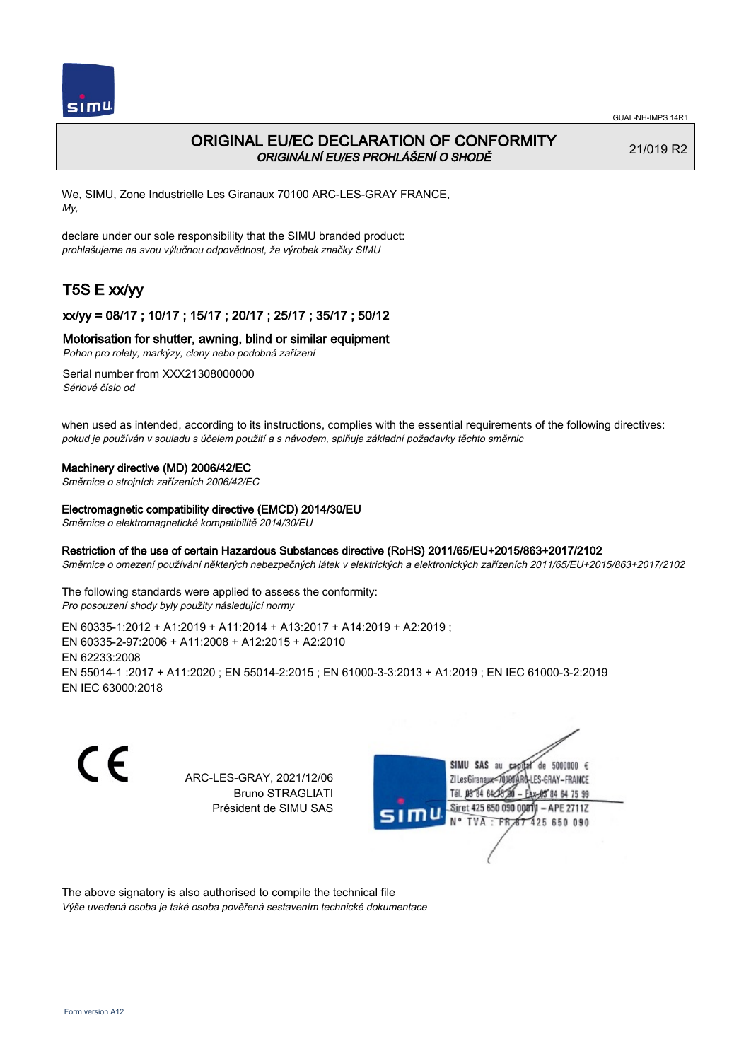# ORIGINAL EU/EC DECLARATION OF CONFORMITY
*ORIGINÁLNÍ EU/ES PROHLÁŠENÍ O SHODĚ*

21/019 R2

We, SIMU, Zone Industrielle Les Giranaux 70100 ARC-LES-GRAY FRANCE,
*My,*

declare under our sole responsibility that the SIMU branded product:
*prohlašujeme na svou výlučnou odpovědnost, že výrobek značky SIMU*

## T5S E xx/yy

### xx/yy = 08/17 ; 10/17 ; 15/17 ; 20/17 ; 25/17 ; 35/17 ; 50/12

Motorisation for shutter, awning, blind or similar equipment
*Pohon pro rolety, markýzy, clony nebo podobná zařízení*

Serial number from XXX21308000000
*Sériové číslo od*

when used as intended, according to its instructions, complies with the essential requirements of the following directives:
*pokud je používán v souladu s účelem použití a s návodem, splňuje základní požadavky těchto směrnic*

**Machinery directive (MD) 2006/42/EC**
*Směrnice o strojních zařízeních 2006/42/EC*

**Electromagnetic compatibility directive (EMCD) 2014/30/EU**
*Směrnice o elektromagnetické kompatibilitě 2014/30/EU*

**Restriction of the use of certain Hazardous Substances directive (RoHS) 2011/65/EU+2015/863+2017/2102**
*Směrnice o omezení používání některých nebezpečných látek v elektrických a elektronických zařízeních 2011/65/EU+2015/863+2017/2102*

The following standards were applied to assess the conformity:
*Pro posouzení shody byly použity následující normy*

EN 60335-1:2012 + A1:2019 + A11:2014 + A13:2017 + A14:2019 + A2:2019 ;
EN 60335-2-97:2006 + A11:2008 + A12:2015 + A2:2010
EN 62233:2008
EN 55014-1 :2017 + A11:2020 ; EN 55014-2:2015 ; EN 61000-3-3:2013 + A1:2019 ; EN IEC 61000-3-2:2019
EN IEC 63000:2018

ARC-LES-GRAY, 2021/12/06
Bruno STRAGLIATI
Président de SIMU SAS

SIMU SAS au capital de 5000000 €
ZI Les Giranaux 70100 ARC-LES-GRAY-FRANCE
Tél. 03 84 64 75 00 – Fax 03 84 64 75 99
Siret 425 650 090 00011 – APE 2711Z
N° TVA : FR 67 425 650 090

The above signatory is also authorised to compile the technical file
*Výše uvedená osoba je také osoba pověřená sestavením technické dokumentace*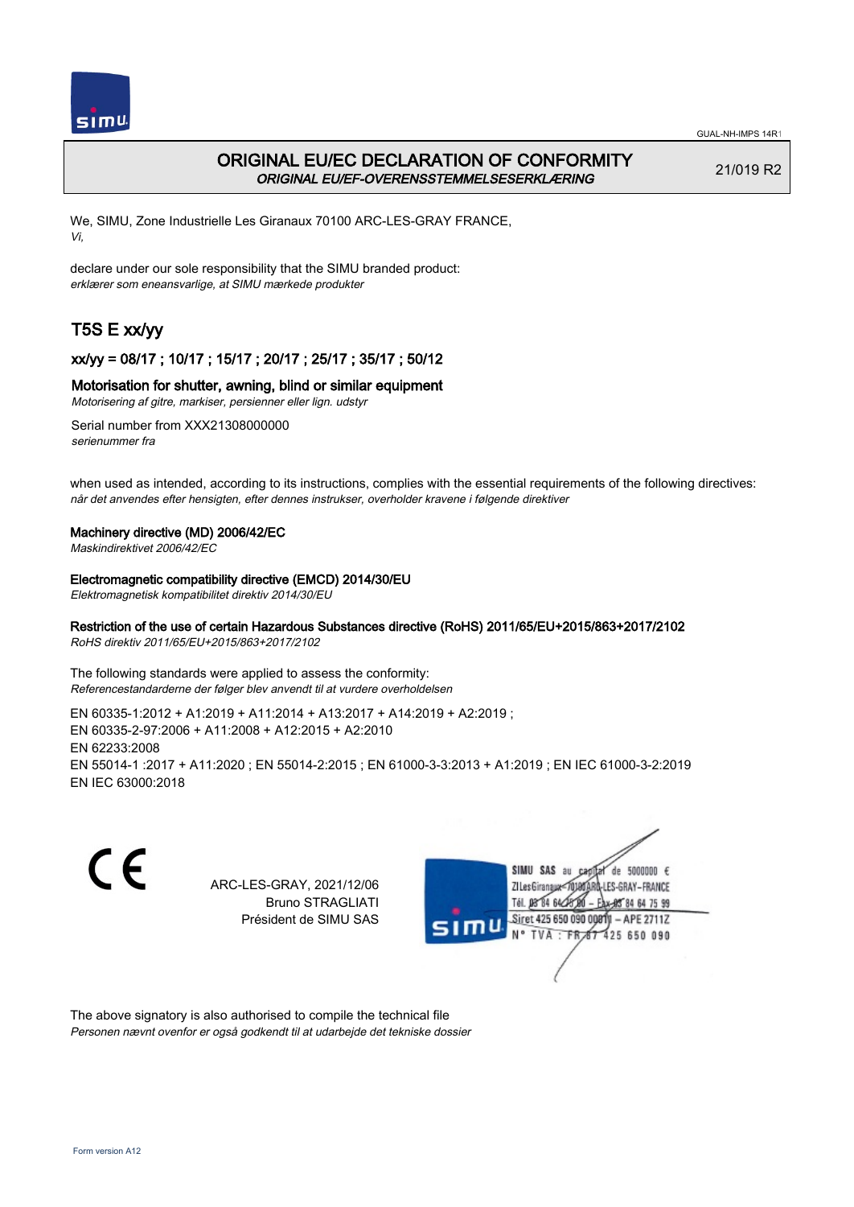# ORIGINAL EU/EC DECLARATION OF CONFORMITY
***ORIGINAL EU/EF-OVERENSSTEMMELSESERKLÆRING***

21/019 R2

We, SIMU, Zone Industrielle Les Giranaux 70100 ARC-LES-GRAY FRANCE,
*Vi,*

declare under our sole responsibility that the SIMU branded product:
*erklærer som eneansvarlige, at SIMU mærkede produkter*

## T5S E xx/yy

### xx/yy = 08/17 ; 10/17 ; 15/17 ; 20/17 ; 25/17 ; 35/17 ; 50/12

**Motorisation for shutter, awning, blind or similar equipment**
*Motorisering af gitre, markiser, persienner eller lign. udstyr*

Serial number from XXX21308000000
*serienummer fra*

when used as intended, according to its instructions, complies with the essential requirements of the following directives:
*når det anvendes efter hensigten, efter dennes instrukser, overholder kravene i følgende direktiver*

**Machinery directive (MD) 2006/42/EC**
*Maskindirektivet 2006/42/EC*

**Electromagnetic compatibility directive (EMCD) 2014/30/EU**
*Elektromagnetisk kompatibilitet direktiv 2014/30/EU*

**Restriction of the use of certain Hazardous Substances directive (RoHS) 2011/65/EU+2015/863+2017/2102**
*RoHS direktiv 2011/65/EU+2015/863+2017/2102*

The following standards were applied to assess the conformity:
*Referencestandarderne der følger blev anvendt til at vurdere overholdelsen*

EN 60335-1:2012 + A1:2019 + A11:2014 + A13:2017 + A14:2019 + A2:2019 ;
EN 60335-2-97:2006 + A11:2008 + A12:2015 + A2:2010
EN 62233:2008
EN 55014-1 :2017 + A11:2020 ; EN 55014-2:2015 ; EN 61000-3-3:2013 + A1:2019 ; EN IEC 61000-3-2:2019
EN IEC 63000:2018

CE

ARC-LES-GRAY, 2021/12/06
Bruno STRAGLIATI
Président de SIMU SAS

SIMU SAS au capital de 5000000 €
ZI Les Giranaux 70100 ARC-LES-GRAY-FRANCE
Tél. 03 84 64 75 00 – Fax 03 84 64 75 99
Siret 425 650 090 00011 – APE 2711Z
N° TVA : FR 87 425 650 090

The above signatory is also authorised to compile the technical file
*Personen nævnt ovenfor er også godkendt til at udarbejde det tekniske dossier*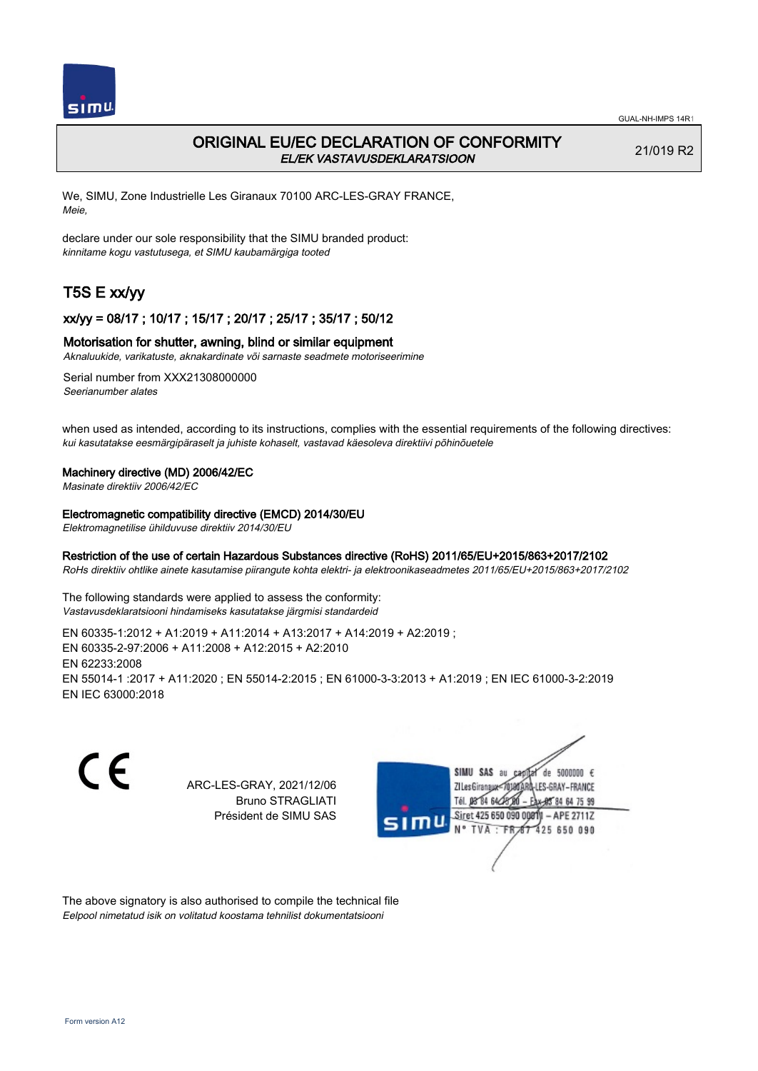GUAL-NH-IMPS 14R1

# ORIGINAL EU/EC DECLARATION OF CONFORMITY

*EL/EK VASTAVUSDEKLARATSIOON*

21/019 R2

We, SIMU, Zone Industrielle Les Giranaux 70100 ARC-LES-GRAY FRANCE,
*Meie,*

declare under our sole responsibility that the SIMU branded product:
*kinnitame kogu vastutusega, et SIMU kaubamärgiga tooted*

## T5S E xx/yy

### xx/yy = 08/17 ; 10/17 ; 15/17 ; 20/17 ; 25/17 ; 35/17 ; 50/12

**Motorisation for shutter, awning, blind or similar equipment**
*Aknaluukide, varikatuste, aknakardinate või sarnaste seadmete motoriseerimine*

Serial number from XXX21308000000
*Seerianumber alates*

when used as intended, according to its instructions, complies with the essential requirements of the following directives:
*kui kasutatakse eesmärgipäraselt ja juhiste kohaselt, vastavad käesoleva direktiivi põhinõuetele*

**Machinery directive (MD) 2006/42/EC**
*Masinate direktiiv 2006/42/EC*

**Electromagnetic compatibility directive (EMCD) 2014/30/EU**
*Elektromagnetilise ühilduvuse direktiiv 2014/30/EU*

**Restriction of the use of certain Hazardous Substances directive (RoHS) 2011/65/EU+2015/863+2017/2102**
*RoHs direktiiv ohtlike ainete kasutamise piirangute kohta elektri- ja elektroonikaseadmetes 2011/65/EU+2015/863+2017/2102*

The following standards were applied to assess the conformity:
*Vastavusdeklaratsiooni hindamiseks kasutatakse järgmisi standardeid*

EN 60335-1:2012 + A1:2019 + A11:2014 + A13:2017 + A14:2019 + A2:2019 ;
EN 60335-2-97:2006 + A11:2008 + A12:2015 + A2:2010
EN 62233:2008
EN 55014-1 :2017 + A11:2020 ; EN 55014-2:2015 ; EN 61000-3-3:2013 + A1:2019 ; EN IEC 61000-3-2:2019
EN IEC 63000:2018

CE

ARC-LES-GRAY, 2021/12/06
Bruno STRAGLIATI
Président de SIMU SAS

SIMU SAS au capital de 5000000 €
ZI Les Giranaux 70100 ARC-LES-GRAY-FRANCE
Tél. 03 84 64 75 00 – Fax 03 84 64 75 99
Siret 425 650 090 00011 – APE 2711Z
N° TVA : FR 87 425 650 090

The above signatory is also authorised to compile the technical file
*Eelpool nimetatud isik on volitatud koostama tehnilist dokumentatsiooni*

Form version A12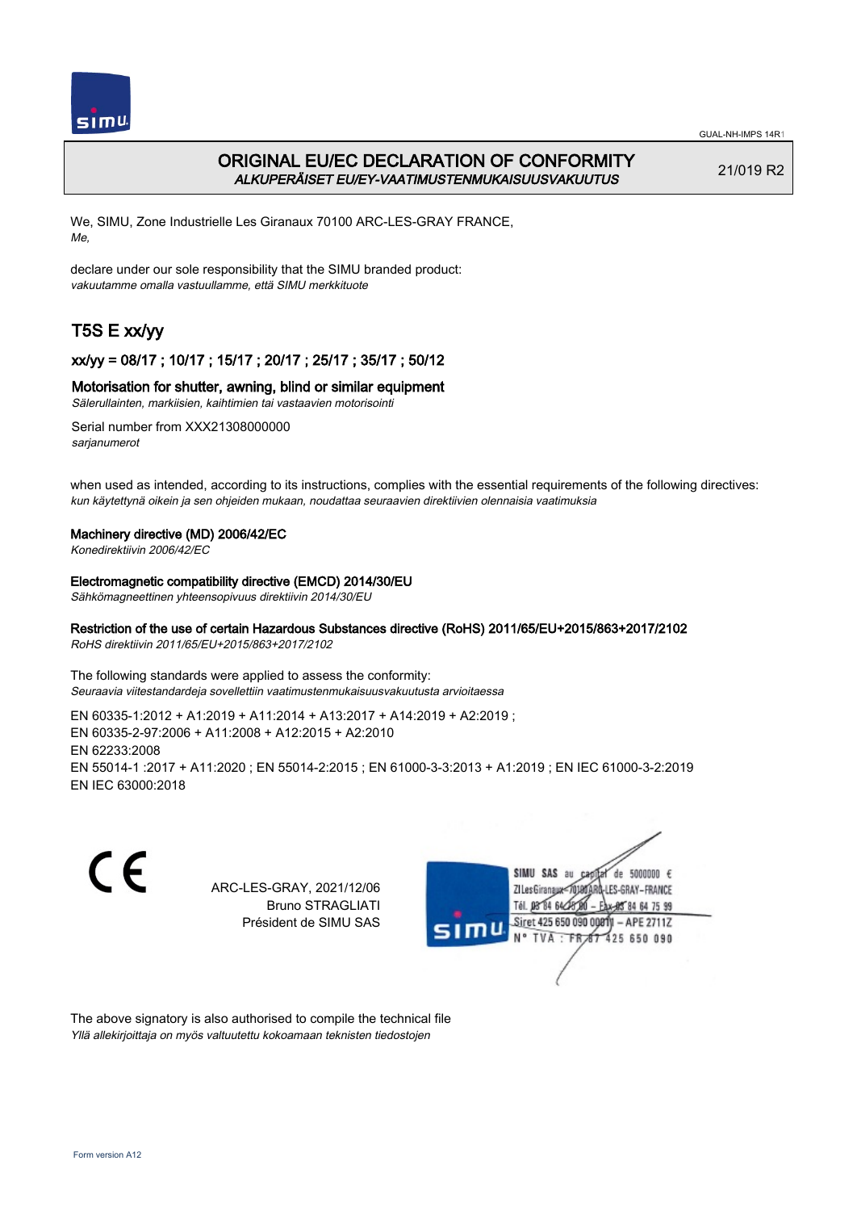# ORIGINAL EU/EC DECLARATION OF CONFORMITY
*ALKUPERÄISET EU/EY-VAATIMUSTENMUKAISUUSVAKUUTUS*

21/019 R2

We, SIMU, Zone Industrielle Les Giranaux 70100 ARC-LES-GRAY FRANCE,
*Me,*

declare under our sole responsibility that the SIMU branded product:
*vakuutamme omalla vastuullamme, että SIMU merkkituote*

## T5S E xx/yy

### xx/yy = 08/17 ; 10/17 ; 15/17 ; 20/17 ; 25/17 ; 35/17 ; 50/12

### Motorisation for shutter, awning, blind or similar equipment
*Sälerullainten, markiisien, kaihtimien tai vastaavien motorisointi*

Serial number from XXX21308000000
*sarjanumerot*

when used as intended, according to its instructions, complies with the essential requirements of the following directives:
*kun käytettynä oikein ja sen ohjeiden mukaan, noudattaa seuraavien direktiivien olennaisia vaatimuksia*

**Machinery directive (MD) 2006/42/EC**
*Konedirektiivin 2006/42/EC*

**Electromagnetic compatibility directive (EMCD) 2014/30/EU**
*Sähkömagneettinen yhteensopivuus direktiivin 2014/30/EU*

**Restriction of the use of certain Hazardous Substances directive (RoHS) 2011/65/EU+2015/863+2017/2102**
*RoHS direktiivin 2011/65/EU+2015/863+2017/2102*

The following standards were applied to assess the conformity:
*Seuraavia viitestandardeja sovellettiin vaatimustenmukaisuusvakuutusta arvioitaessa*

EN 60335-1:2012 + A1:2019 + A11:2014 + A13:2017 + A14:2019 + A2:2019 ;
EN 60335-2-97:2006 + A11:2008 + A12:2015 + A2:2010
EN 62233:2008
EN 55014-1 :2017 + A11:2020 ; EN 55014-2:2015 ; EN 61000-3-3:2013 + A1:2019 ; EN IEC 61000-3-2:2019
EN IEC 63000:2018

ARC-LES-GRAY, 2021/12/06
Bruno STRAGLIATI
Président de SIMU SAS

SIMU SAS au capital de 5000000 €
ZI Les Giranaux 70100 ARC-LES-GRAY-FRANCE
Tél. 03 84 64 75 00 – Fax 03 84 64 75 99
Siret 425 650 090 00011 – APE 2711Z
N° TVA : FR 87 425 650 090

The above signatory is also authorised to compile the technical file
*Yllä allekirjoittaja on myös valtuutettu kokoamaan teknisten tiedostojen*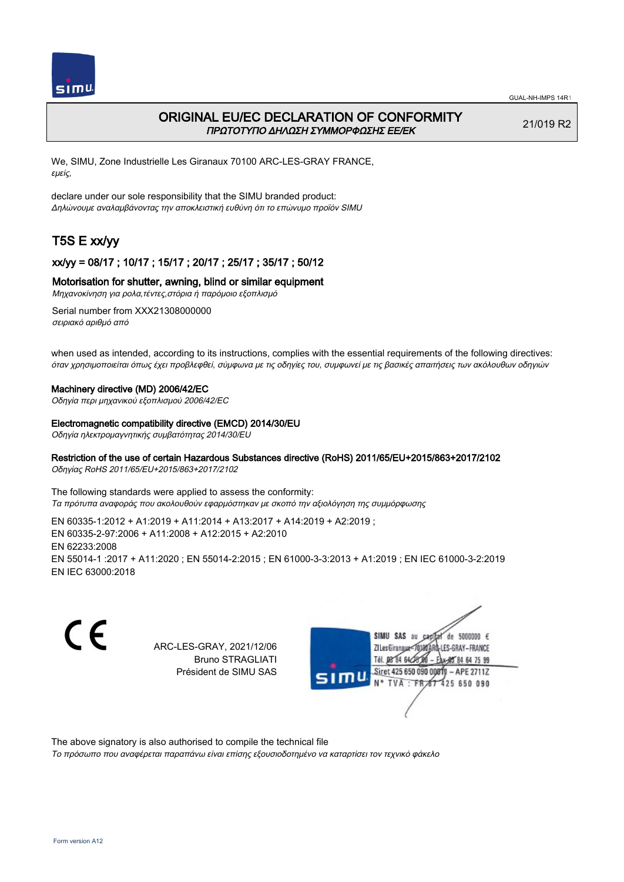# ORIGINAL EU/EC DECLARATION OF CONFORMITY

*ΠΡΩΤΟΤΥΠΟ ΔΗΛΩΣΗ ΣΥΜΜΟΡΦΩΣΗΣ ΕΕ/ΕΚ*

21/019 R2

We, SIMU, Zone Industrielle Les Giranaux 70100 ARC-LES-GRAY FRANCE,
*εμείς,*

declare under our sole responsibility that the SIMU branded product:
*Δηλώνουμε αναλαμβάνοντας την αποκλειστική ευθύνη ότι το επώνυμο προϊόν SIMU*

## T5S E xx/yy

### xx/yy = 08/17 ; 10/17 ; 15/17 ; 20/17 ; 25/17 ; 35/17 ; 50/12

### Motorisation for shutter, awning, blind or similar equipment

*Μηχανοκίνηση για ρολα,τέντες,στόρια ή παρόμοιο εξοπλισμό*

Serial number from XXX21308000000
*σειριακό αριθμό από*

when used as intended, according to its instructions, complies with the essential requirements of the following directives:
*όταν χρησιμοποιείται όπως έχει προβλεφθεί, σύμφωνα με τις οδηγίες του, συμφωνεί με τις βασικές απαιτήσεις των ακόλουθων οδηγιών*

**Machinery directive (MD) 2006/42/EC**
*Οδηγία περι μηχανικού εξοπλισμού 2006/42/EC*

**Electromagnetic compatibility directive (EMCD) 2014/30/EU**
*Οδηγία ηλεκτρομαγνητικής συμβατότητας 2014/30/EU*

**Restriction of the use of certain Hazardous Substances directive (RoHS) 2011/65/EU+2015/863+2017/2102**
*Οδηγίας RoHS 2011/65/EU+2015/863+2017/2102*

The following standards were applied to assess the conformity:
*Τα πρότυπα αναφοράς που ακολουθούν εφαρμόστηκαν με σκοπό την αξιολόγηση της συμμόρφωσης*

EN 60335-1:2012 + A1:2019 + A11:2014 + A13:2017 + A14:2019 + A2:2019 ;
EN 60335-2-97:2006 + A11:2008 + A12:2015 + A2:2010
EN 62233:2008
EN 55014-1 :2017 + A11:2020 ; EN 55014-2:2015 ; EN 61000-3-3:2013 + A1:2019 ; EN IEC 61000-3-2:2019
EN IEC 63000:2018

CE

ARC-LES-GRAY, 2021/12/06
Bruno STRAGLIATI
Président de SIMU SAS

SIMU SAS au capital de 5000000 €
ZI Les Giranaux 70100 ARC-LES-GRAY-FRANCE
Tél. 03 84 64 75 00 – Fax 03 84 64 75 99
Siret 425 650 090 00011 – APE 2711Z
N° TVA : FR 87 425 650 090

The above signatory is also authorised to compile the technical file
*Το πρόσωπο που αναφέρεται παραπάνω είναι επίσης εξουσιοδοτημένο να καταρτίσει τον τεχνικό φάκελο*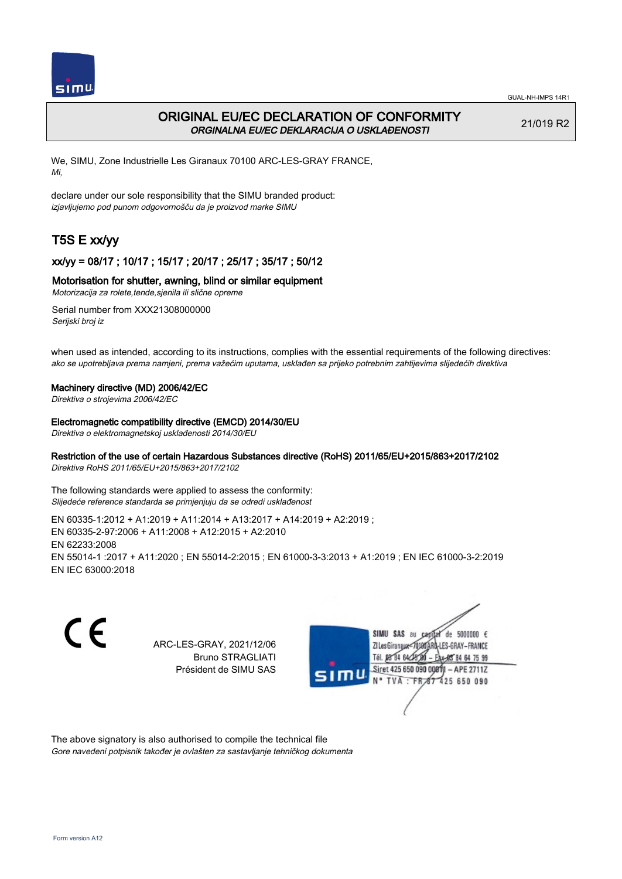# ORIGINAL EU/EC DECLARATION OF CONFORMITY

*ORGINALNA EU/EC DEKLARACIJA O USKLAĐENOSTI*

21/019 R2

We, SIMU, Zone Industrielle Les Giranaux 70100 ARC-LES-GRAY FRANCE,
*Mi,*

declare under our sole responsibility that the SIMU branded product:
*izjavljujemo pod punom odgovornošču da je proizvod marke SIMU*

## T5S E xx/yy

### xx/yy = 08/17 ; 10/17 ; 15/17 ; 20/17 ; 25/17 ; 35/17 ; 50/12

### Motorisation for shutter, awning, blind or similar equipment

*Motorizacija za rolete,tende,sjenila ili slične opreme*

Serial number from XXX21308000000
*Serijski broj iz*

when used as intended, according to its instructions, complies with the essential requirements of the following directives:
*ako se upotrebljava prema namjeni, prema važećim uputama, usklađen sa prijeko potrebnim zahtijevima slijedećih direktiva*

**Machinery directive (MD) 2006/42/EC**
*Direktiva o strojevima 2006/42/EC*

**Electromagnetic compatibility directive (EMCD) 2014/30/EU**
*Direktiva o elektromagnetskoj usklađenosti 2014/30/EU*

**Restriction of the use of certain Hazardous Substances directive (RoHS) 2011/65/EU+2015/863+2017/2102**
*Direktiva RoHS 2011/65/EU+2015/863+2017/2102*

The following standards were applied to assess the conformity:
*Slijedeće reference standarda se primjenjuju da se odredi usklađenost*

EN 60335-1:2012 + A1:2019 + A11:2014 + A13:2017 + A14:2019 + A2:2019 ;
EN 60335-2-97:2006 + A11:2008 + A12:2015 + A2:2010
EN 62233:2008
EN 55014-1 :2017 + A11:2020 ; EN 55014-2:2015 ; EN 61000-3-3:2013 + A1:2019 ; EN IEC 61000-3-2:2019
EN IEC 63000:2018

CE

ARC-LES-GRAY, 2021/12/06
Bruno STRAGLIATI
Président de SIMU SAS

SIMU SAS au capital de 5000000 €
ZI Les Giranaux 70100 ARC-LES-GRAY-FRANCE
Tél. 03 84 64 78 00 – Fax 03 84 64 75 99
Siret 425 650 090 00011 – APE 2711Z
N° TVA : FR 87 425 650 090

The above signatory is also authorised to compile the technical file
*Gore navedeni potpisnik također je ovlašten za sastavljanje tehničkog dokumenta*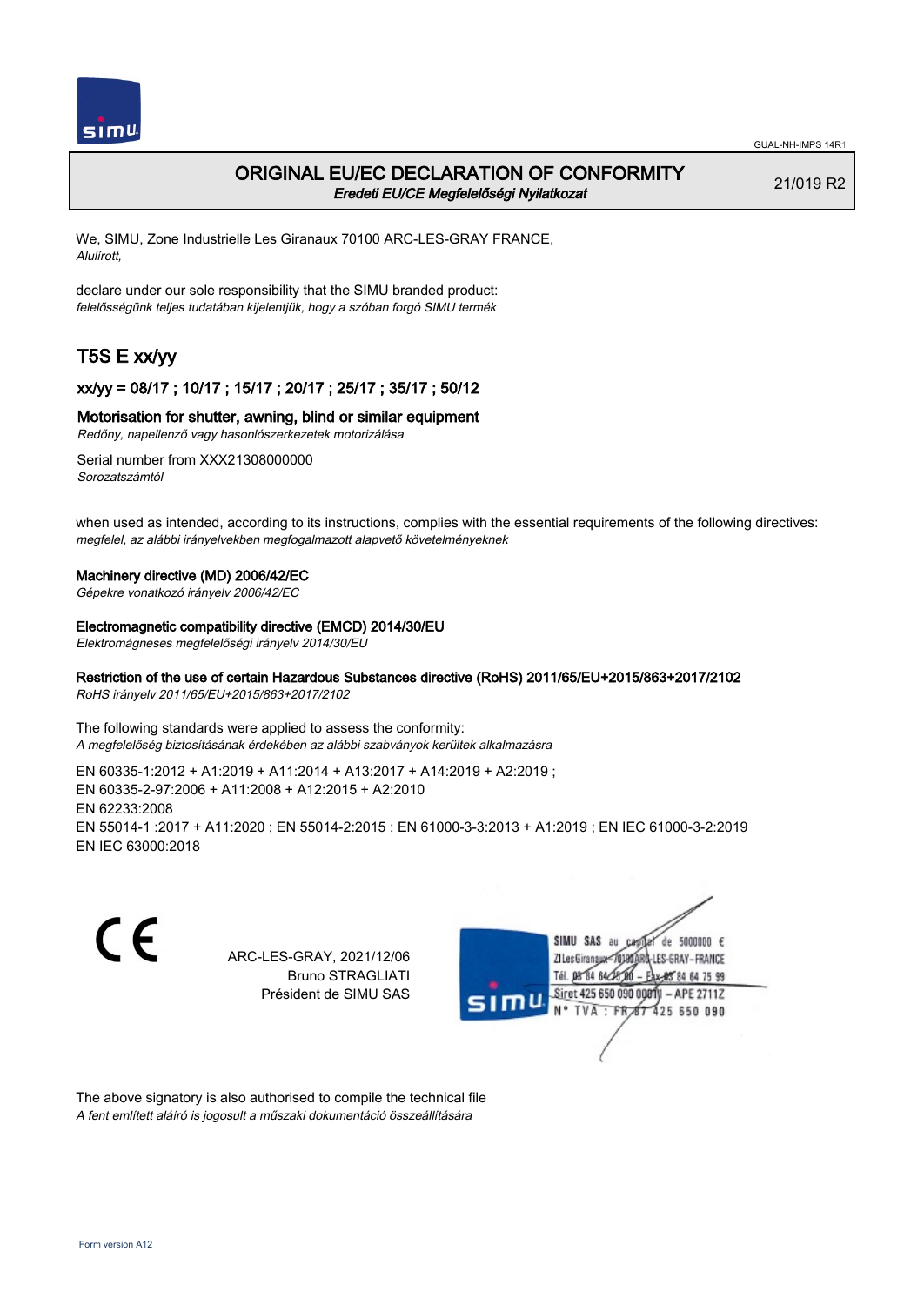GUAL-NH-IMPS 14R1

# ORIGINAL EU/EC DECLARATION OF CONFORMITY

*Eredeti EU/CE Megfelelőségi Nyilatkozat*

21/019 R2

We, SIMU, Zone Industrielle Les Giranaux 70100 ARC-LES-GRAY FRANCE,
*Alulírott,*

declare under our sole responsibility that the SIMU branded product:
*felelősségünk teljes tudatában kijelentjük, hogy a szóban forgó SIMU termék*

## T5S E xx/yy

### xx/yy = 08/17 ; 10/17 ; 15/17 ; 20/17 ; 25/17 ; 35/17 ; 50/12

### Motorisation for shutter, awning, blind or similar equipment

*Redőny, napellenző vagy hasonlószerkezetek motorizálása*

Serial number from XXX21308000000
*Sorozatszámtól*

when used as intended, according to its instructions, complies with the essential requirements of the following directives:
*megfelel, az alábbi irányelvekben megfogalmazott alapvető követelményeknek*

**Machinery directive (MD) 2006/42/EC**
*Gépekre vonatkozó irányelv 2006/42/EC*

**Electromagnetic compatibility directive (EMCD) 2014/30/EU**
*Elektromágneses megfelelőségi irányelv 2014/30/EU*

**Restriction of the use of certain Hazardous Substances directive (RoHS) 2011/65/EU+2015/863+2017/2102**
*RoHS irányelv 2011/65/EU+2015/863+2017/2102*

The following standards were applied to assess the conformity:
*A megfelelőség biztosításának érdekében az alábbi szabványok kerültek alkalmazásra*

EN 60335-1:2012 + A1:2019 + A11:2014 + A13:2017 + A14:2019 + A2:2019 ;
EN 60335-2-97:2006 + A11:2008 + A12:2015 + A2:2010
EN 62233:2008
EN 55014-1 :2017 + A11:2020 ; EN 55014-2:2015 ; EN 61000-3-3:2013 + A1:2019 ; EN IEC 61000-3-2:2019
EN IEC 63000:2018

ARC-LES-GRAY, 2021/12/06
Bruno STRAGLIATI
Président de SIMU SAS

SIMU SAS au capital de 5000000 €
ZI Les Giranaux 70100 ARC-LES-GRAY-FRANCE
Tél. 03 84 64 75 00 – Fax 03 84 64 75 99
Siret 425 650 090 00011 – APE 2711Z
N° TVA : FR 87 425 650 090

The above signatory is also authorised to compile the technical file
*A fent említett aláíró is jogosult a műszaki dokumentáció összeállítására*

Form version A12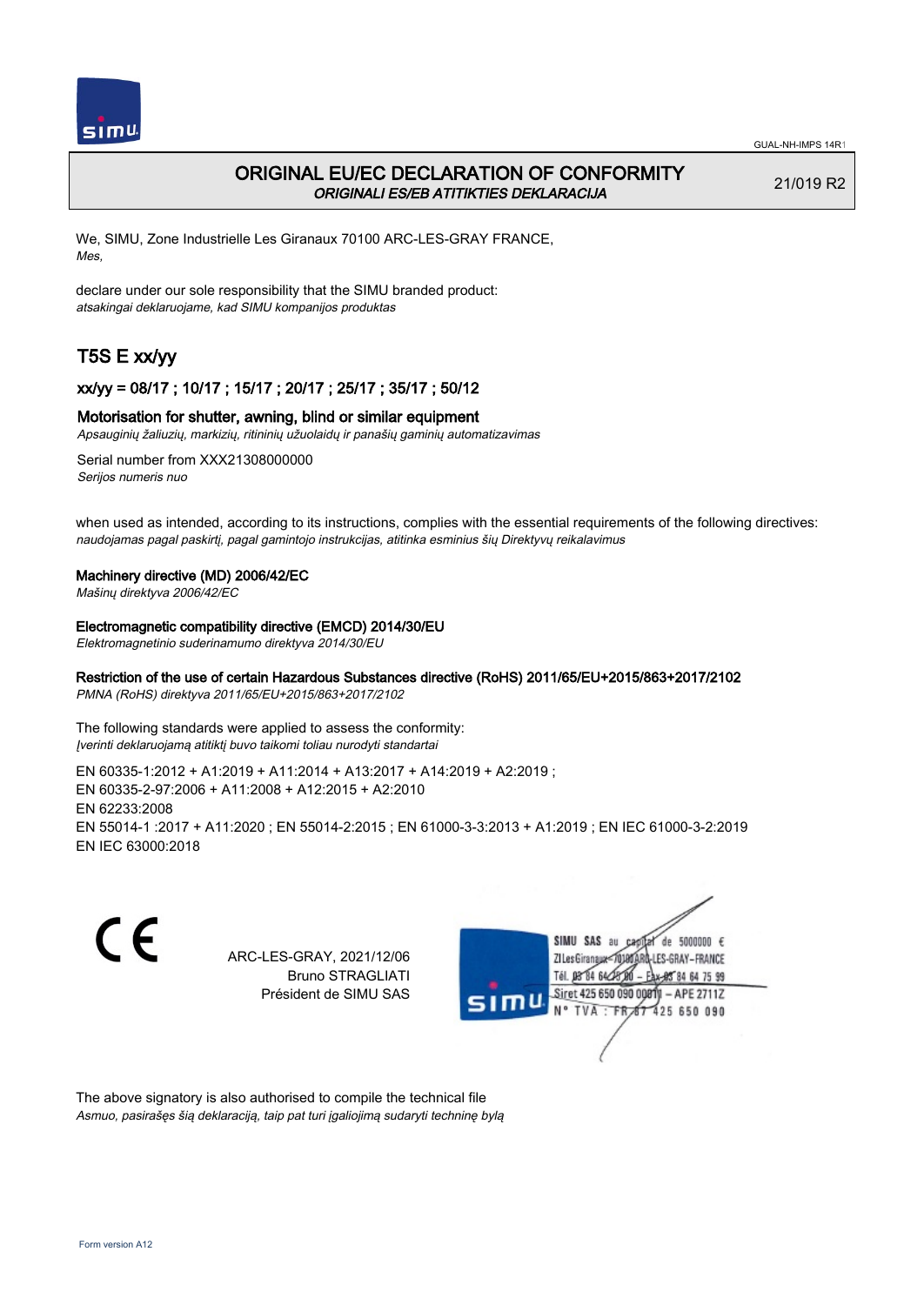# ORIGINAL EU/EC DECLARATION OF CONFORMITY

*ORIGINALI ES/EB ATITIKTIES DEKLARACIJA*

21/019 R2

We, SIMU, Zone Industrielle Les Giranaux 70100 ARC-LES-GRAY FRANCE,
*Mes,*

declare under our sole responsibility that the SIMU branded product:
*atsakingai deklaruojame, kad SIMU kompanijos produktas*

## T5S E xx/yy

### xx/yy = 08/17 ; 10/17 ; 15/17 ; 20/17 ; 25/17 ; 35/17 ; 50/12

Motorisation for shutter, awning, blind or similar equipment
*Apsauginių žaliuzių, markizių, ritininių užuolaidų ir panašių gaminių automatizavimas*

Serial number from XXX21308000000
*Serijos numeris nuo*

when used as intended, according to its instructions, complies with the essential requirements of the following directives:
*naudojamas pagal paskirtį, pagal gamintojo instrukcijas, atitinka esminius šių Direktyvų reikalavimus*

**Machinery directive (MD) 2006/42/EC**
*Mašinų direktyva 2006/42/EC*

**Electromagnetic compatibility directive (EMCD) 2014/30/EU**
*Elektromagnetinio suderinamumo direktyva 2014/30/EU*

**Restriction of the use of certain Hazardous Substances directive (RoHS) 2011/65/EU+2015/863+2017/2102**
*PMNA (RoHS) direktyva 2011/65/EU+2015/863+2017/2102*

The following standards were applied to assess the conformity:
*Įverinti deklaruojamą atitiktį buvo taikomi toliau nurodyti standartai*

EN 60335-1:2012 + A1:2019 + A11:2014 + A13:2017 + A14:2019 + A2:2019 ;
EN 60335-2-97:2006 + A11:2008 + A12:2015 + A2:2010
EN 62233:2008
EN 55014-1 :2017 + A11:2020 ; EN 55014-2:2015 ; EN 61000-3-3:2013 + A1:2019 ; EN IEC 61000-3-2:2019
EN IEC 63000:2018

ARC-LES-GRAY, 2021/12/06
Bruno STRAGLIATI
Président de SIMU SAS

SIMU SAS au capital de 5000000 €
ZI Les Giranaux 70100 ARC-LES-GRAY-FRANCE
Tél. 03 84 64 75 00 – Fax 03 84 64 75 99
Siret 425 650 090 00011 – APE 2711Z
N° TVA : FR 87 425 650 090

The above signatory is also authorised to compile the technical file
*Asmuo, pasirašęs šią deklaraciją, taip pat turi įgaliojimą sudaryti techninę bylą*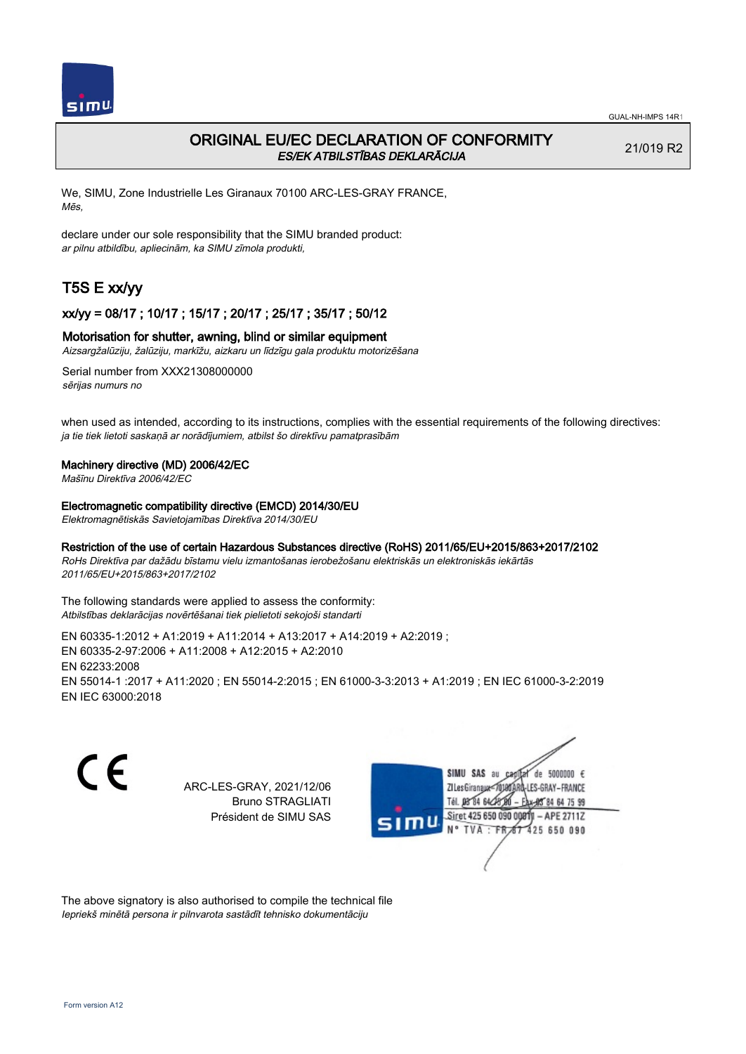GUAL-NH-IMPS 14R1

# ORIGINAL EU/EC DECLARATION OF CONFORMITY

*ES/EK ATBILSTĪBAS DEKLARĀCIJA*

21/019 R2

We, SIMU, Zone Industrielle Les Giranaux 70100 ARC-LES-GRAY FRANCE,
*Mēs,*

declare under our sole responsibility that the SIMU branded product:
*ar pilnu atbildību, apliecinām, ka SIMU zīmola produkti,*

## T5S E xx/yy

### xx/yy = 08/17 ; 10/17 ; 15/17 ; 20/17 ; 25/17 ; 35/17 ; 50/12

### Motorisation for shutter, awning, blind or similar equipment

*Aizsargžalūziju, žalūziju, markīžu, aizkaru un līdzīgu gala produktu motorizēšana*

Serial number from XXX21308000000
*sērijas numurs no*

when used as intended, according to its instructions, complies with the essential requirements of the following directives:
*ja tie tiek lietoti saskaņā ar norādījumiem, atbilst šo direktīvu pamatprasībām*

**Machinery directive (MD) 2006/42/EC**
*Mašīnu Direktīva 2006/42/EC*

**Electromagnetic compatibility directive (EMCD) 2014/30/EU**
*Elektromagnētiskās Savietojamības Direktīva 2014/30/EU*

**Restriction of the use of certain Hazardous Substances directive (RoHS) 2011/65/EU+2015/863+2017/2102**
*RoHs Direktīva par dažādu bīstamu vielu izmantošanas ierobežošanu elektriskās un elektroniskās iekārtās 2011/65/EU+2015/863+2017/2102*

The following standards were applied to assess the conformity:
*Atbilstības deklarācijas novērtēšanai tiek pielietoti sekojoši standarti*

EN 60335-1:2012 + A1:2019 + A11:2014 + A13:2017 + A14:2019 + A2:2019 ;
EN 60335-2-97:2006 + A11:2008 + A12:2015 + A2:2010
EN 62233:2008
EN 55014-1 :2017 + A11:2020 ; EN 55014-2:2015 ; EN 61000-3-3:2013 + A1:2019 ; EN IEC 61000-3-2:2019
EN IEC 63000:2018

ARC-LES-GRAY, 2021/12/06
Bruno STRAGLIATI
Président de SIMU SAS

SIMU SAS au capital de 5000000 €
ZI Les Giranaux 70100 ARC-LES-GRAY-FRANCE
Tél. 03 84 64 75 00 – Fax 03 84 64 75 99
Siret 425 650 090 00011 – APE 2711Z
N° TVA : FR 67 425 650 090

The above signatory is also authorised to compile the technical file
*Iepriekš minētā persona ir pilnvarota sastādīt tehnisko dokumentāciju*

Form version A12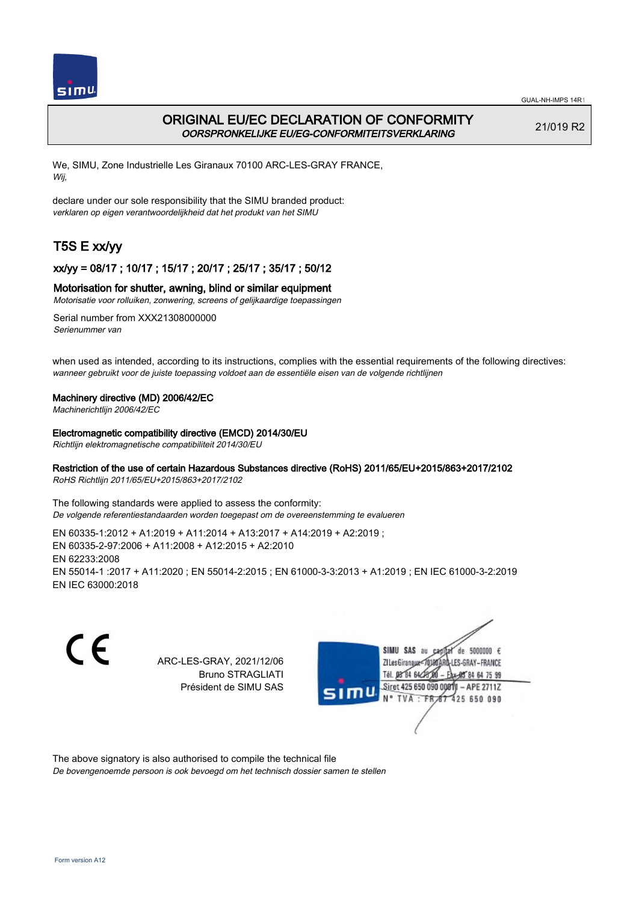# ORIGINAL EU/EC DECLARATION OF CONFORMITY

*OORSPRONKELIJKE EU/EG-CONFORMITEITSVERKLARING*

21/019 R2

We, SIMU, Zone Industrielle Les Giranaux 70100 ARC-LES-GRAY FRANCE,
*Wij,*

declare under our sole responsibility that the SIMU branded product:
*verklaren op eigen verantwoordelijkheid dat het produkt van het SIMU*

## T5S E xx/yy

### xx/yy = 08/17 ; 10/17 ; 15/17 ; 20/17 ; 25/17 ; 35/17 ; 50/12

### Motorisation for shutter, awning, blind or similar equipment

*Motorisatie voor rolluiken, zonwering, screens of gelijkaardige toepassingen*

Serial number from XXX21308000000
*Serienummer van*

when used as intended, according to its instructions, complies with the essential requirements of the following directives:
*wanneer gebruikt voor de juiste toepassing voldoet aan de essentiële eisen van de volgende richtlijnen*

**Machinery directive (MD) 2006/42/EC**
*Machinerichtlijn 2006/42/EC*

**Electromagnetic compatibility directive (EMCD) 2014/30/EU**
*Richtlijn elektromagnetische compatibiliteit 2014/30/EU*

**Restriction of the use of certain Hazardous Substances directive (RoHS) 2011/65/EU+2015/863+2017/2102**
*RoHS Richtlijn 2011/65/EU+2015/863+2017/2102*

The following standards were applied to assess the conformity:
*De volgende referentiestandaarden worden toegepast om de overeenstemming te evalueren*

EN 60335-1:2012 + A1:2019 + A11:2014 + A13:2017 + A14:2019 + A2:2019 ;
EN 60335-2-97:2006 + A11:2008 + A12:2015 + A2:2010
EN 62233:2008
EN 55014-1 :2017 + A11:2020 ; EN 55014-2:2015 ; EN 61000-3-3:2013 + A1:2019 ; EN IEC 61000-3-2:2019
EN IEC 63000:2018

CE

ARC-LES-GRAY, 2021/12/06
Bruno STRAGLIATI
Président de SIMU SAS

SIMU SAS au capital de 5000000 €
ZI Les Giranaux 70100 ARC-LES-GRAY-FRANCE
Tél. 03 84 64 78 00 – Fax 03 84 64 75 99
Siret 425 650 090 00011 – APE 2711Z
N° TVA : FR 87 425 650 090

The above signatory is also authorised to compile the technical file
*De bovengenoemde persoon is ook bevoegd om het technisch dossier samen te stellen*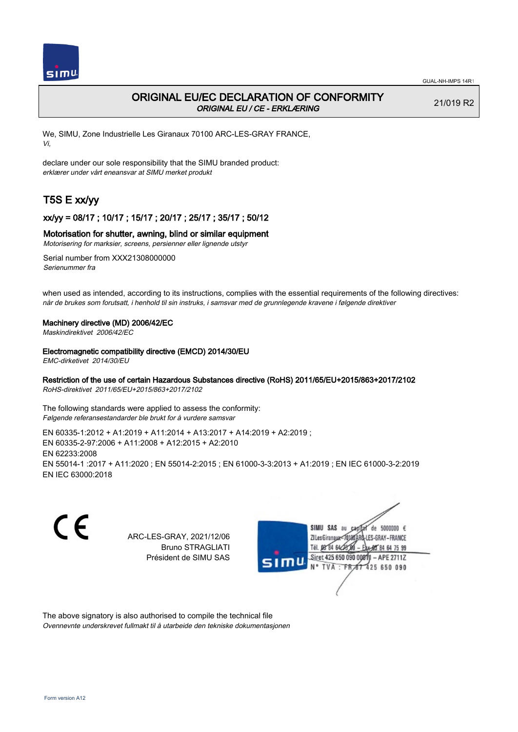# ORIGINAL EU/EC DECLARATION OF CONFORMITY

*ORIGINAL EU / CE - ERKLÆRING*

21/019 R2

We, SIMU, Zone Industrielle Les Giranaux 70100 ARC-LES-GRAY FRANCE,
*Vi,*

declare under our sole responsibility that the SIMU branded product:
*erklærer under vårt eneansvar at SIMU merket produkt*

## T5S E xx/yy

### xx/yy = 08/17 ; 10/17 ; 15/17 ; 20/17 ; 25/17 ; 35/17 ; 50/12

### Motorisation for shutter, awning, blind or similar equipment

*Motorisering for marksier, screens, persienner eller lignende utstyr*

Serial number from XXX21308000000
*Serienummer fra*

when used as intended, according to its instructions, complies with the essential requirements of the following directives:
*når de brukes som forutsatt, i henhold til sin instruks, i samsvar med de grunnlegende kravene i følgende direktiver*

**Machinery directive (MD) 2006/42/EC**
*Maskindirektivet 2006/42/EC*

**Electromagnetic compatibility directive (EMCD) 2014/30/EU**
*EMC-dirketivet 2014/30/EU*

**Restriction of the use of certain Hazardous Substances directive (RoHS) 2011/65/EU+2015/863+2017/2102**
*RoHS-direktivet 2011/65/EU+2015/863+2017/2102*

The following standards were applied to assess the conformity:
*Følgende referansestandarder ble brukt for å vurdere samsvar*

EN 60335-1:2012 + A1:2019 + A11:2014 + A13:2017 + A14:2019 + A2:2019 ;
EN 60335-2-97:2006 + A11:2008 + A12:2015 + A2:2010
EN 62233:2008
EN 55014-1 :2017 + A11:2020 ; EN 55014-2:2015 ; EN 61000-3-3:2013 + A1:2019 ; EN IEC 61000-3-2:2019
EN IEC 63000:2018

ARC-LES-GRAY, 2021/12/06
Bruno STRAGLIATI
Président de SIMU SAS

SIMU SAS au capital de 5000000 €
ZI Les Giranaux 70100 ARC-LES-GRAY-FRANCE
Tél. 03 84 64 75 00 – Fax 03 84 64 75 99
Siret 425 650 090 00011 – APE 2711Z
N° TVA : FR 87 425 650 090

The above signatory is also authorised to compile the technical file
*Ovennevnte underskrevet fullmakt til å utarbeide den tekniske dokumentasjonen*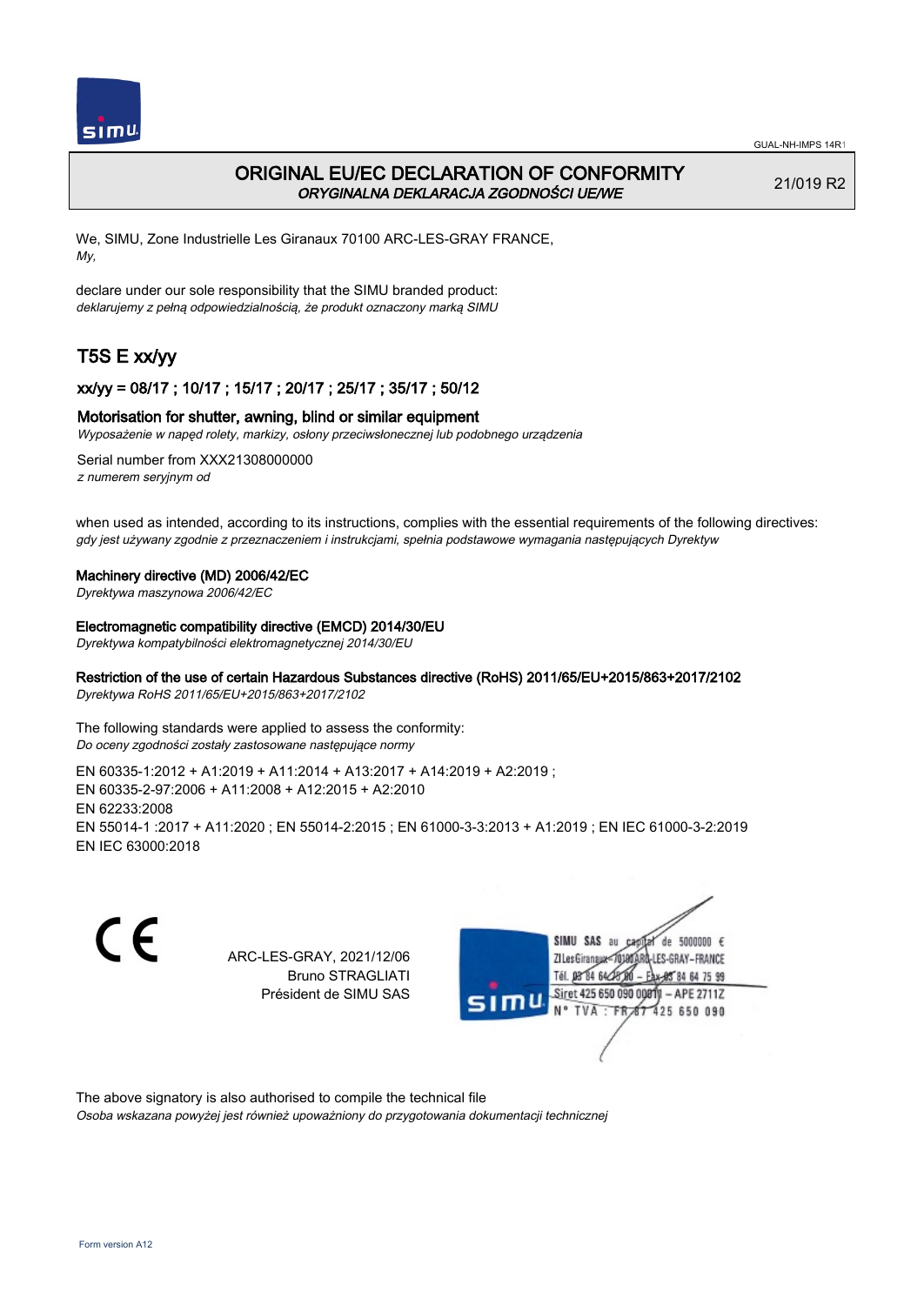# ORIGINAL EU/EC DECLARATION OF CONFORMITY

*ORYGINALNA DEKLARACJA ZGODNOŚCI UE/WE*

21/019 R2

We, SIMU, Zone Industrielle Les Giranaux 70100 ARC-LES-GRAY FRANCE,
*My,*

declare under our sole responsibility that the SIMU branded product:
*deklarujemy z pełną odpowiedzialnością, że produkt oznaczony marką SIMU*

## T5S E xx/yy

### xx/yy = 08/17 ; 10/17 ; 15/17 ; 20/17 ; 25/17 ; 35/17 ; 50/12

### Motorisation for shutter, awning, blind or similar equipment

*Wyposażenie w napęd rolety, markizy, osłony przeciwsłonecznej lub podobnego urządzenia*

Serial number from XXX21308000000
*z numerem seryjnym od*

when used as intended, according to its instructions, complies with the essential requirements of the following directives:
*gdy jest używany zgodnie z przeznaczeniem i instrukcjami, spełnia podstawowe wymagania następujących Dyrektyw*

**Machinery directive (MD) 2006/42/EC**
*Dyrektywa maszynowa 2006/42/EC*

**Electromagnetic compatibility directive (EMCD) 2014/30/EU**
*Dyrektywa kompatybilności elektromagnetycznej 2014/30/EU*

**Restriction of the use of certain Hazardous Substances directive (RoHS) 2011/65/EU+2015/863+2017/2102**
*Dyrektywa RoHS 2011/65/EU+2015/863+2017/2102*

The following standards were applied to assess the conformity:
*Do oceny zgodności zostały zastosowane następujące normy*

EN 60335-1:2012 + A1:2019 + A11:2014 + A13:2017 + A14:2019 + A2:2019 ;
EN 60335-2-97:2006 + A11:2008 + A12:2015 + A2:2010
EN 62233:2008
EN 55014-1 :2017 + A11:2020 ; EN 55014-2:2015 ; EN 61000-3-3:2013 + A1:2019 ; EN IEC 61000-3-2:2019
EN IEC 63000:2018

ARC-LES-GRAY, 2021/12/06
Bruno STRAGLIATI
Président de SIMU SAS

SIMU SAS au capital de 5000000 €
ZI Les Giranaux 70100 ARC-LES-GRAY-FRANCE
Tél. 03 84 64 75 00 – Fax 03 84 64 75 99
Siret 425 650 090 00011 – APE 2711Z
N° TVA : FR 87 425 650 090

The above signatory is also authorised to compile the technical file
*Osoba wskazana powyżej jest również upoważniony do przygotowania dokumentacji technicznej*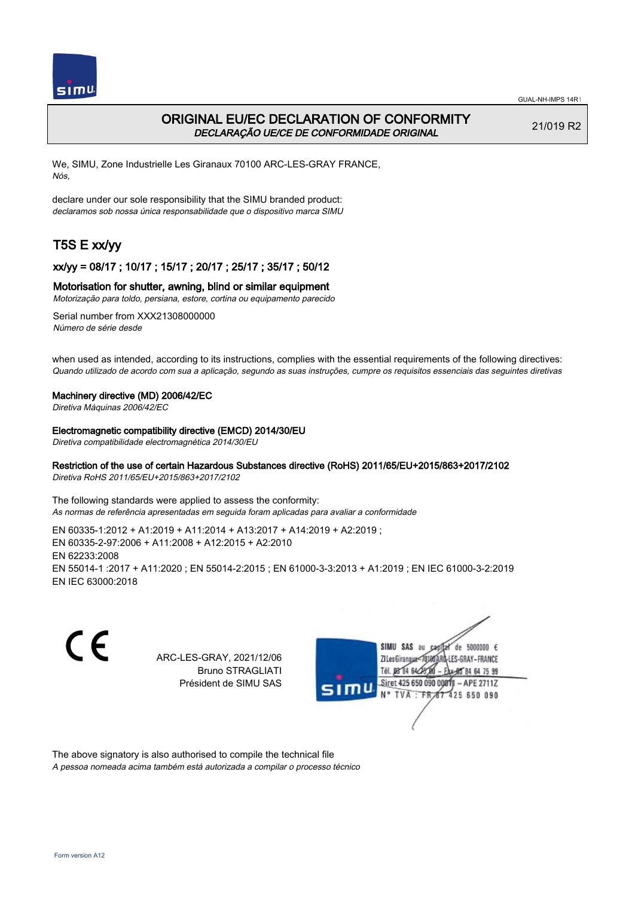GUAL-NH-IMPS 14R1

# ORIGINAL EU/EC DECLARATION OF CONFORMITY

*DECLARAÇÃO UE/CE DE CONFORMIDADE ORIGINAL*

21/019 R2

We, SIMU, Zone Industrielle Les Giranaux 70100 ARC-LES-GRAY FRANCE,
*Nós,*

declare under our sole responsibility that the SIMU branded product:
*declaramos sob nossa única responsabilidade que o dispositivo marca SIMU*

## T5S E xx/yy

### xx/yy = 08/17 ; 10/17 ; 15/17 ; 20/17 ; 25/17 ; 35/17 ; 50/12

### Motorisation for shutter, awning, blind or similar equipment

*Motorização para toldo, persiana, estore, cortina ou equipamento parecido*

Serial number from XXX21308000000
*Número de série desde*

when used as intended, according to its instructions, complies with the essential requirements of the following directives:
*Quando utilizado de acordo com sua a aplicação, segundo as suas instruções, cumpre os requisitos essenciais das seguintes diretivas*

**Machinery directive (MD) 2006/42/EC**
*Diretiva Máquinas 2006/42/EC*

**Electromagnetic compatibility directive (EMCD) 2014/30/EU**
*Diretiva compatibilidade electromagnética 2014/30/EU*

**Restriction of the use of certain Hazardous Substances directive (RoHS) 2011/65/EU+2015/863+2017/2102**
*Diretiva RoHS 2011/65/EU+2015/863+2017/2102*

The following standards were applied to assess the conformity:
*As normas de referência apresentadas em seguida foram aplicadas para avaliar a conformidade*

EN 60335-1:2012 + A1:2019 + A11:2014 + A13:2017 + A14:2019 + A2:2019 ;
EN 60335-2-97:2006 + A11:2008 + A12:2015 + A2:2010
EN 62233:2008
EN 55014-1 :2017 + A11:2020 ; EN 55014-2:2015 ; EN 61000-3-3:2013 + A1:2019 ; EN IEC 61000-3-2:2019
EN IEC 63000:2018

CE

ARC-LES-GRAY, 2021/12/06
Bruno STRAGLIATI
Président de SIMU SAS

SIMU SAS au capital de 5000000 €
ZI Les Giranaux 70100 ARC-LES-GRAY-FRANCE
Tél. 03 84 64 75 00 – Fax 03 84 64 75 99
Siret 425 650 090 00011 – APE 2711Z
N° TVA : FR 87 425 650 090

The above signatory is also authorised to compile the technical file
*A pessoa nomeada acima também está autorizada a compilar o processo técnico*

Form version A12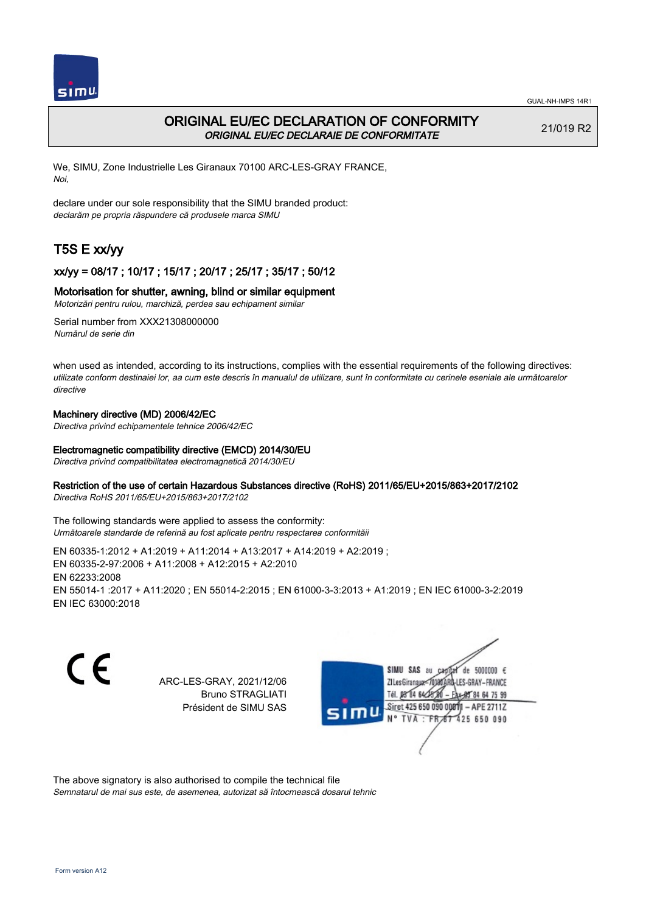GUAL-NH-IMPS 14R1

# ORIGINAL EU/EC DECLARATION OF CONFORMITY

*ORIGINAL EU/EC DECLARAIE DE CONFORMITATE*

21/019 R2

We, SIMU, Zone Industrielle Les Giranaux 70100 ARC-LES-GRAY FRANCE,
*Noi,*

declare under our sole responsibility that the SIMU branded product:
*declarăm pe propria răspundere că produsele marca SIMU*

## T5S E xx/yy

### xx/yy = 08/17 ; 10/17 ; 15/17 ; 20/17 ; 25/17 ; 35/17 ; 50/12

### Motorisation for shutter, awning, blind or similar equipment

*Motorizări pentru rulou, marchiză, perdea sau echipament similar*

Serial number from XXX21308000000
*Numărul de serie din*

when used as intended, according to its instructions, complies with the essential requirements of the following directives:
*utilizate conform destinaiei lor, aa cum este descris în manualul de utilizare, sunt în conformitate cu cerinele eseniale ale următoarelor directive*

**Machinery directive (MD) 2006/42/EC**
*Directiva privind echipamentele tehnice 2006/42/EC*

**Electromagnetic compatibility directive (EMCD) 2014/30/EU**
*Directiva privind compatibilitatea electromagnetică 2014/30/EU*

**Restriction of the use of certain Hazardous Substances directive (RoHS) 2011/65/EU+2015/863+2017/2102**
*Directiva RoHS 2011/65/EU+2015/863+2017/2102*

The following standards were applied to assess the conformity:
*Următoarele standarde de referină au fost aplicate pentru respectarea conformităii*

EN 60335-1:2012 + A1:2019 + A11:2014 + A13:2017 + A14:2019 + A2:2019 ;
EN 60335-2-97:2006 + A11:2008 + A12:2015 + A2:2010
EN 62233:2008
EN 55014-1 :2017 + A11:2020 ; EN 55014-2:2015 ; EN 61000-3-3:2013 + A1:2019 ; EN IEC 61000-3-2:2019
EN IEC 63000:2018

CE

ARC-LES-GRAY, 2021/12/06
Bruno STRAGLIATI
Président de SIMU SAS

SIMU SAS au capital de 5000000 €
ZI Les Giranaux 70100 ARC-LES-GRAY-FRANCE
Tél. 03 84 64 75 00 – Fax 03 84 64 75 99
Siret 425 650 090 00011 – APE 2711Z
N° TVA : FR 67 425 650 090

The above signatory is also authorised to compile the technical file
*Semnatarul de mai sus este, de asemenea, autorizat să întocmească dosarul tehnic*

Form version A12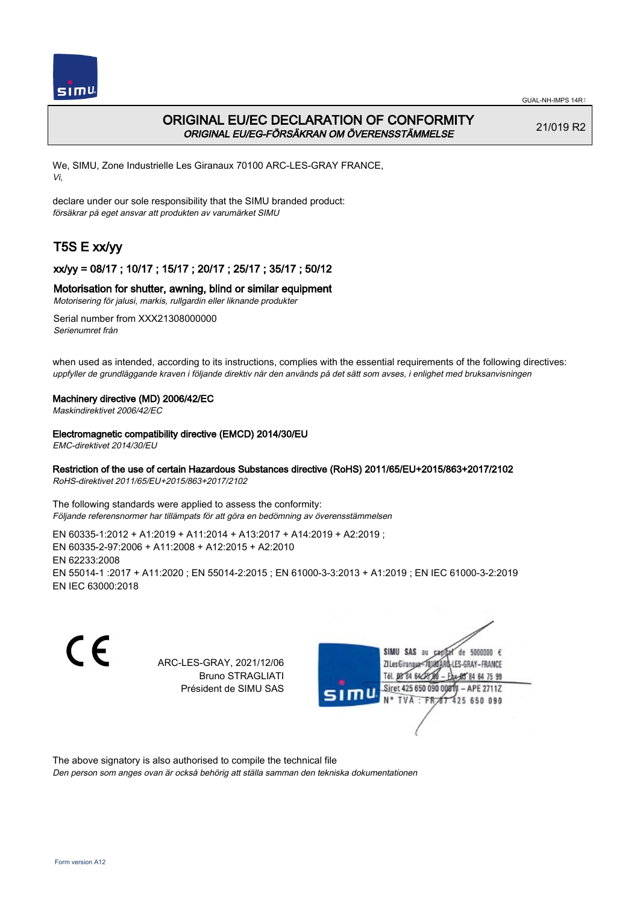# ORIGINAL EU/EC DECLARATION OF CONFORMITY
*ORIGINAL EU/EG-FÖRSÄKRAN OM ÖVERENSSTÄMMELSE*

21/019 R2

We, SIMU, Zone Industrielle Les Giranaux 70100 ARC-LES-GRAY FRANCE,
*Vi,*

declare under our sole responsibility that the SIMU branded product:
*försäkrar på eget ansvar att produkten av varumärket SIMU*

## T5S E xx/yy

### xx/yy = 08/17 ; 10/17 ; 15/17 ; 20/17 ; 25/17 ; 35/17 ; 50/12

### Motorisation for shutter, awning, blind or similar equipment
*Motorisering för jalusi, markis, rullgardin eller liknande produkter*

Serial number from XXX21308000000
*Serienumret från*

when used as intended, according to its instructions, complies with the essential requirements of the following directives:
*uppfyller de grundläggande kraven i följande direktiv när den används på det sätt som avses, i enlighet med bruksanvisningen*

**Machinery directive (MD) 2006/42/EC**
*Maskindirektivet 2006/42/EC*

**Electromagnetic compatibility directive (EMCD) 2014/30/EU**
*EMC-direktivet 2014/30/EU*

**Restriction of the use of certain Hazardous Substances directive (RoHS) 2011/65/EU+2015/863+2017/2102**
*RoHS-direktivet 2011/65/EU+2015/863+2017/2102*

The following standards were applied to assess the conformity:
*Följande referensnormer har tillämpats för att göra en bedömning av överensstämmelsen*

EN 60335-1:2012 + A1:2019 + A11:2014 + A13:2017 + A14:2019 + A2:2019 ;
EN 60335-2-97:2006 + A11:2008 + A12:2015 + A2:2010
EN 62233:2008
EN 55014-1 :2017 + A11:2020 ; EN 55014-2:2015 ; EN 61000-3-3:2013 + A1:2019 ; EN IEC 61000-3-2:2019
EN IEC 63000:2018

CE

ARC-LES-GRAY, 2021/12/06
Bruno STRAGLIATI
Président de SIMU SAS

SIMU SAS au capital de 5000000 €
ZI Les Giranaux 70100 ARC-LES-GRAY-FRANCE
Tél. 03 84 64 75 00 – Fax 03 84 64 75 99
Siret 425 650 090 00011 – APE 2711Z
N° TVA : FR 87 425 650 090

The above signatory is also authorised to compile the technical file
*Den person som anges ovan är också behörig att ställa samman den tekniska dokumentationen*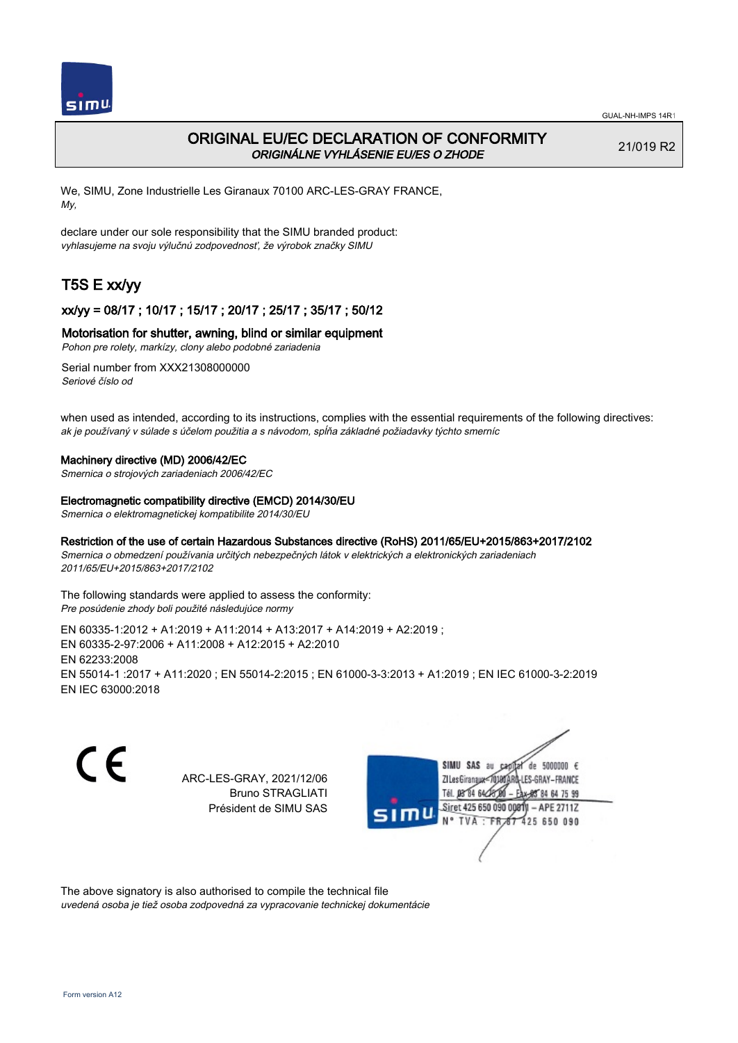# ORIGINAL EU/EC DECLARATION OF CONFORMITY
*ORIGINÁLNE VYHLÁSENIE EU/ES O ZHODE*

21/019 R2

We, SIMU, Zone Industrielle Les Giranaux 70100 ARC-LES-GRAY FRANCE,
*My,*

declare under our sole responsibility that the SIMU branded product:
*vyhlasujeme na svoju výlučnú zodpovednosť, že výrobok značky SIMU*

## T5S E xx/yy

### xx/yy = 08/17 ; 10/17 ; 15/17 ; 20/17 ; 25/17 ; 35/17 ; 50/12

### Motorisation for shutter, awning, blind or similar equipment
*Pohon pre rolety, markízy, clony alebo podobné zariadenia*

Serial number from XXX21308000000
*Seriové číslo od*

when used as intended, according to its instructions, complies with the essential requirements of the following directives:
*ak je používaný v súlade s účelom použitia a s návodom, spĺňa základné požiadavky týchto smerníc*

**Machinery directive (MD) 2006/42/EC**
*Smernica o strojových zariadeniach 2006/42/EC*

**Electromagnetic compatibility directive (EMCD) 2014/30/EU**
*Smernica o elektromagnetickej kompatibilite 2014/30/EU*

**Restriction of the use of certain Hazardous Substances directive (RoHS) 2011/65/EU+2015/863+2017/2102**
*Smernica o obmedzení používania určitých nebezpečných látok v elektrických a elektronických zariadeniach 2011/65/EU+2015/863+2017/2102*

The following standards were applied to assess the conformity:
*Pre posúdenie zhody boli použité následujúce normy*

EN 60335-1:2012 + A1:2019 + A11:2014 + A13:2017 + A14:2019 + A2:2019 ;
EN 60335-2-97:2006 + A11:2008 + A12:2015 + A2:2010
EN 62233:2008
EN 55014-1 :2017 + A11:2020 ; EN 55014-2:2015 ; EN 61000-3-3:2013 + A1:2019 ; EN IEC 61000-3-2:2019
EN IEC 63000:2018

CE

ARC-LES-GRAY, 2021/12/06
Bruno STRAGLIATI
Président de SIMU SAS

SIMU SAS au capital de 5000000 €
ZI Les Giranaux 70100 ARC-LES-GRAY-FRANCE
Tél. 03 84 64 75 00 – Fax 03 84 64 75 99
Siret 425 650 090 00011 – APE 2711Z
N° TVA : FR 67 425 650 090

The above signatory is also authorised to compile the technical file
*uvedená osoba je tiež osoba zodpovedná za vypracovanie technickej dokumentácie*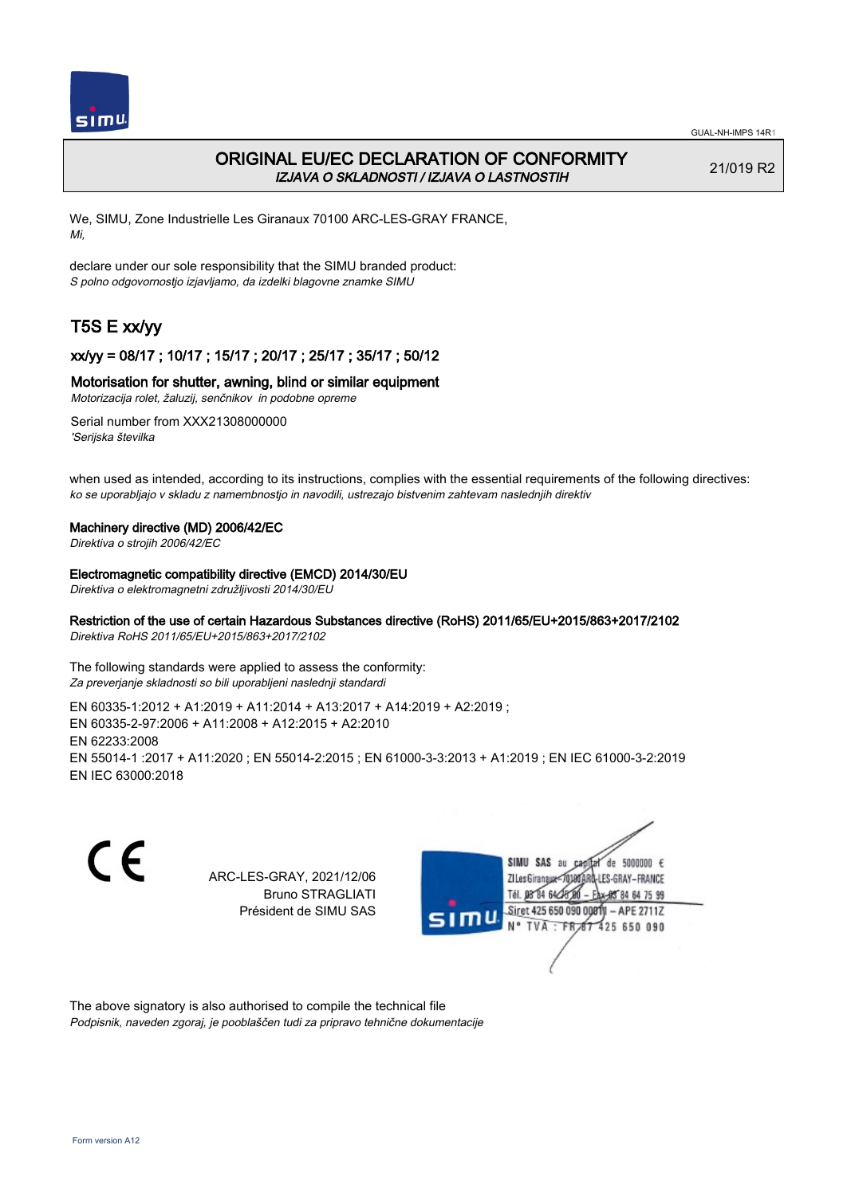# ORIGINAL EU/EC DECLARATION OF CONFORMITY

*IZJAVA O SKLADNOSTI / IZJAVA O LASTNOSTIH*

21/019 R2

We, SIMU, Zone Industrielle Les Giranaux 70100 ARC-LES-GRAY FRANCE,
*Mi,*

declare under our sole responsibility that the SIMU branded product:
*S polno odgovornostjo izjavljamo, da izdelki blagovne znamke SIMU*

## T5S E xx/yy

### xx/yy = 08/17 ; 10/17 ; 15/17 ; 20/17 ; 25/17 ; 35/17 ; 50/12

### Motorisation for shutter, awning, blind or similar equipment

*Motorizacija rolet, žaluzij, senčnikov in podobne opreme*

Serial number from XXX21308000000
*'Serijska številka*

when used as intended, according to its instructions, complies with the essential requirements of the following directives:
*ko se uporabljajo v skladu z namembnostjo in navodili, ustrezajo bistvenim zahtevam naslednjih direktiv*

**Machinery directive (MD) 2006/42/EC**
*Direktiva o strojih 2006/42/EC*

**Electromagnetic compatibility directive (EMCD) 2014/30/EU**
*Direktiva o elektromagnetni združljivosti 2014/30/EU*

**Restriction of the use of certain Hazardous Substances directive (RoHS) 2011/65/EU+2015/863+2017/2102**
*Direktiva RoHS 2011/65/EU+2015/863+2017/2102*

The following standards were applied to assess the conformity:
*Za preverjanje skladnosti so bili uporabljeni naslednji standardi*

EN 60335-1:2012 + A1:2019 + A11:2014 + A13:2017 + A14:2019 + A2:2019 ;
EN 60335-2-97:2006 + A11:2008 + A12:2015 + A2:2010
EN 62233:2008
EN 55014-1 :2017 + A11:2020 ; EN 55014-2:2015 ; EN 61000-3-3:2013 + A1:2019 ; EN IEC 61000-3-2:2019
EN IEC 63000:2018

CE

ARC-LES-GRAY, 2021/12/06
Bruno STRAGLIATI
Président de SIMU SAS

SIMU SAS au capital de 5000000 €
ZI Les Giranaux 70100 ARC-LES-GRAY-FRANCE
Tél. 03 84 64 75 00 – Fax 03 84 64 75 99
Siret 425 650 090 00011 – APE 2711Z
N° TVA : FR 87 425 650 090

The above signatory is also authorised to compile the technical file
*Podpisnik, naveden zgoraj, je pooblaščen tudi za pripravo tehnične dokumentacije*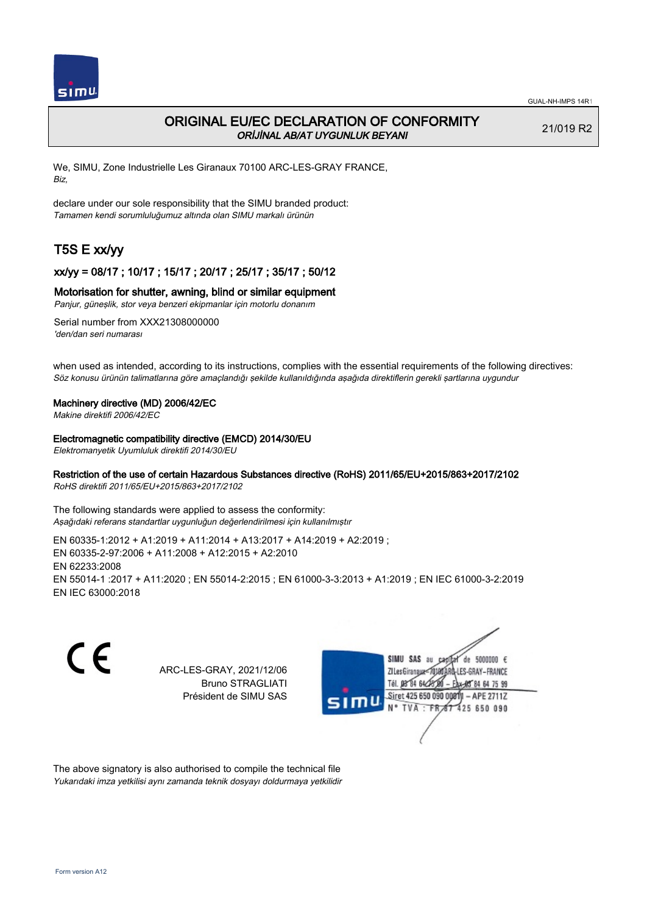GUAL-NH-IMPS 14R1

# ORIGINAL EU/EC DECLARATION OF CONFORMITY

*ORİJİNAL AB/AT UYGUNLUK BEYANI*

21/019 R2

We, SIMU, Zone Industrielle Les Giranaux 70100 ARC-LES-GRAY FRANCE,
*Biz,*

declare under our sole responsibility that the SIMU branded product:
*Tamamen kendi sorumluluğumuz altında olan SIMU markalı ürünün*

## T5S E xx/yy

### xx/yy = 08/17 ; 10/17 ; 15/17 ; 20/17 ; 25/17 ; 35/17 ; 50/12

### Motorisation for shutter, awning, blind or similar equipment

*Panjur, güneşlik, stor veya benzeri ekipmanlar için motorlu donanım*

Serial number from XXX21308000000
*'den/dan seri numarası*

when used as intended, according to its instructions, complies with the essential requirements of the following directives:
*Söz konusu ürünün talimatlarına göre amaçlandığı şekilde kullanıldığında aşağıda direktiflerin gerekli şartlarına uygundur*

**Machinery directive (MD) 2006/42/EC**
*Makine direktifi 2006/42/EC*

**Electromagnetic compatibility directive (EMCD) 2014/30/EU**
*Elektromanyetik Uyumluluk direktifi 2014/30/EU*

**Restriction of the use of certain Hazardous Substances directive (RoHS) 2011/65/EU+2015/863+2017/2102**
*RoHS direktifi 2011/65/EU+2015/863+2017/2102*

The following standards were applied to assess the conformity:
*Aşağıdaki referans standartlar uygunluğun değerlendirilmesi için kullanılmıştır*

EN 60335-1:2012 + A1:2019 + A11:2014 + A13:2017 + A14:2019 + A2:2019 ;
EN 60335-2-97:2006 + A11:2008 + A12:2015 + A2:2010
EN 62233:2008
EN 55014-1 :2017 + A11:2020 ; EN 55014-2:2015 ; EN 61000-3-3:2013 + A1:2019 ; EN IEC 61000-3-2:2019
EN IEC 63000:2018

CE

ARC-LES-GRAY, 2021/12/06
Bruno STRAGLIATI
Président de SIMU SAS

SIMU SAS au capital de 5000000 €
ZI Les Giranaux 70100 ARC-LES-GRAY – FRANCE
Tél. 03 84 64 75 00 – Fax 03 84 64 75 99
Siret 425 650 090 00011 – APE 2711Z
N° TVA : FR 67 425 650 090

The above signatory is also authorised to compile the technical file
*Yukarıdaki imza yetkilisi aynı zamanda teknik dosyayı doldurmaya yetkilidir*

Form version A12